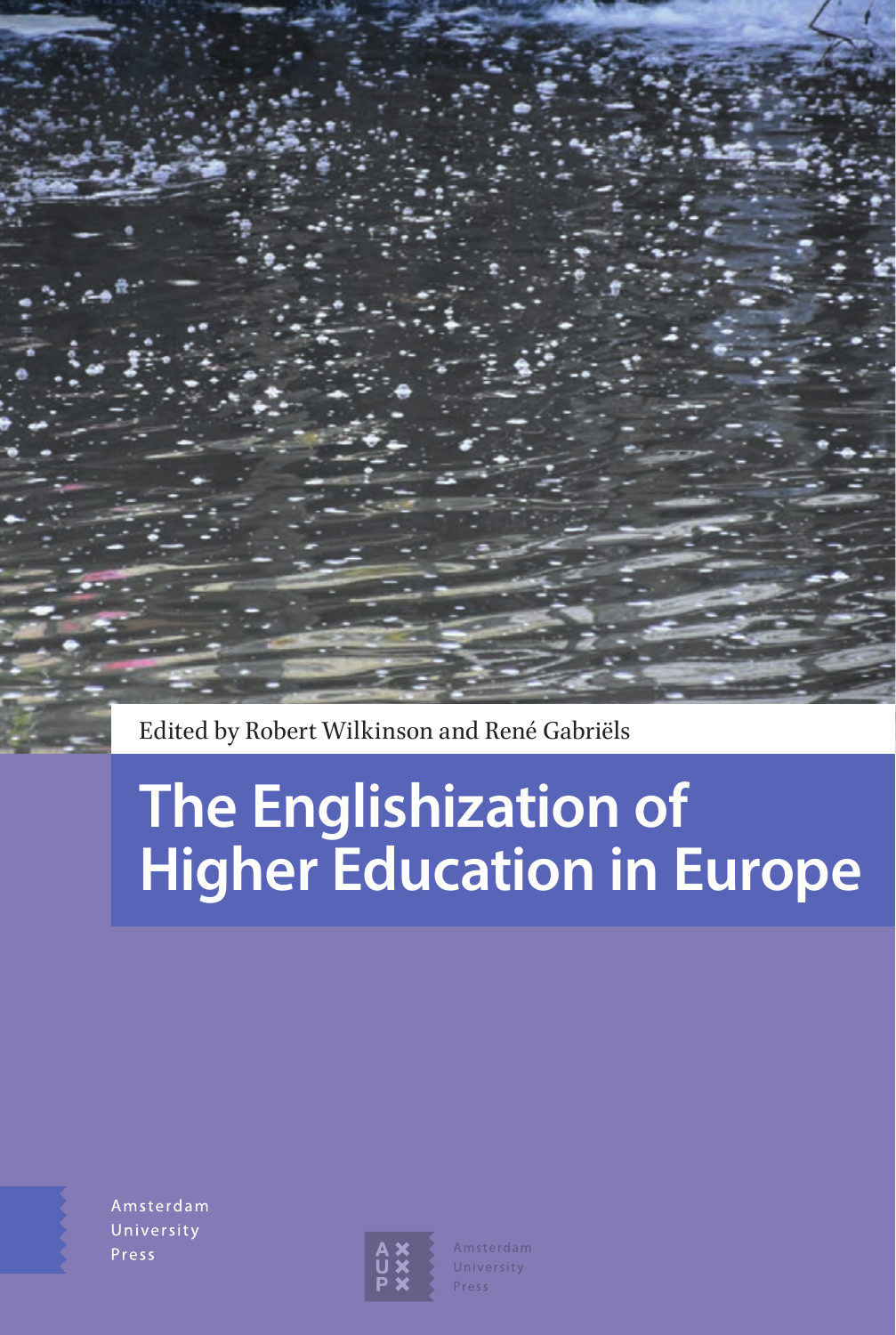Edited by Robert Wilkinson and René Gabriëls

# The Englishization of Higher Education in Europe

Amsterdam University Press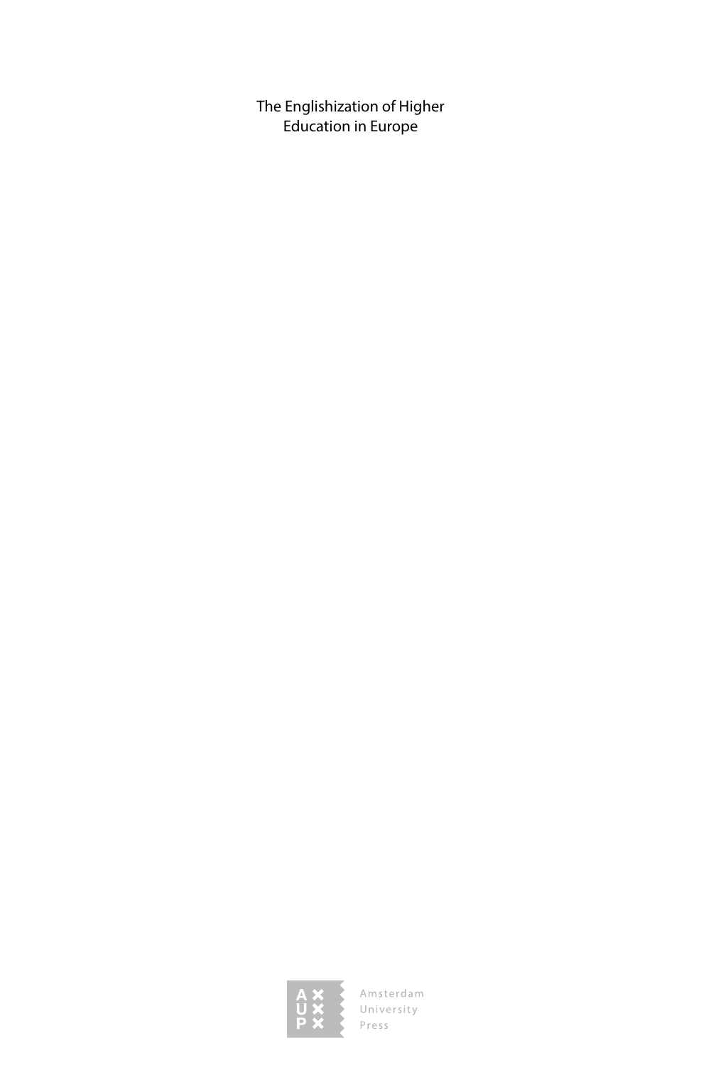The Englishization of Higher Education in Europe

Amsterdam University Press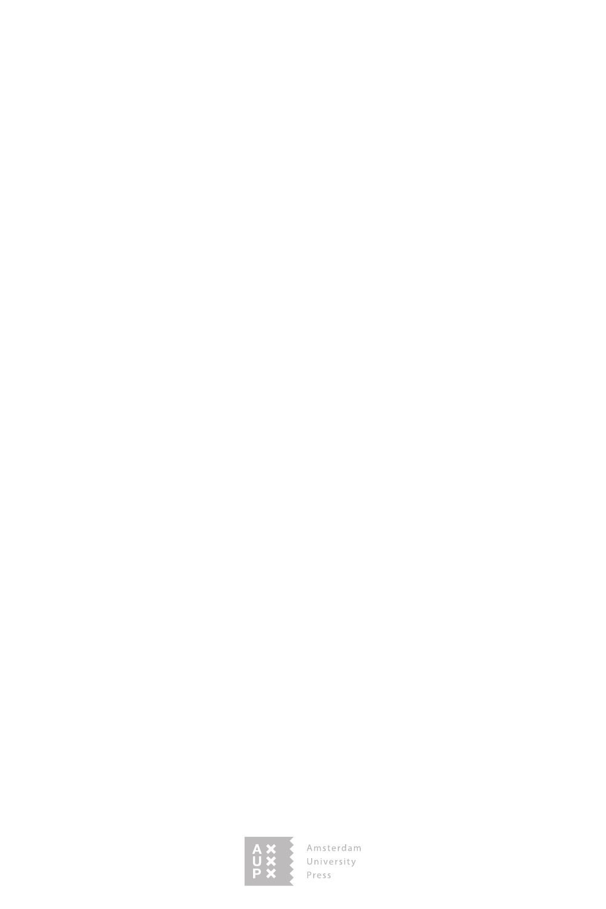Amsterdam
University
Press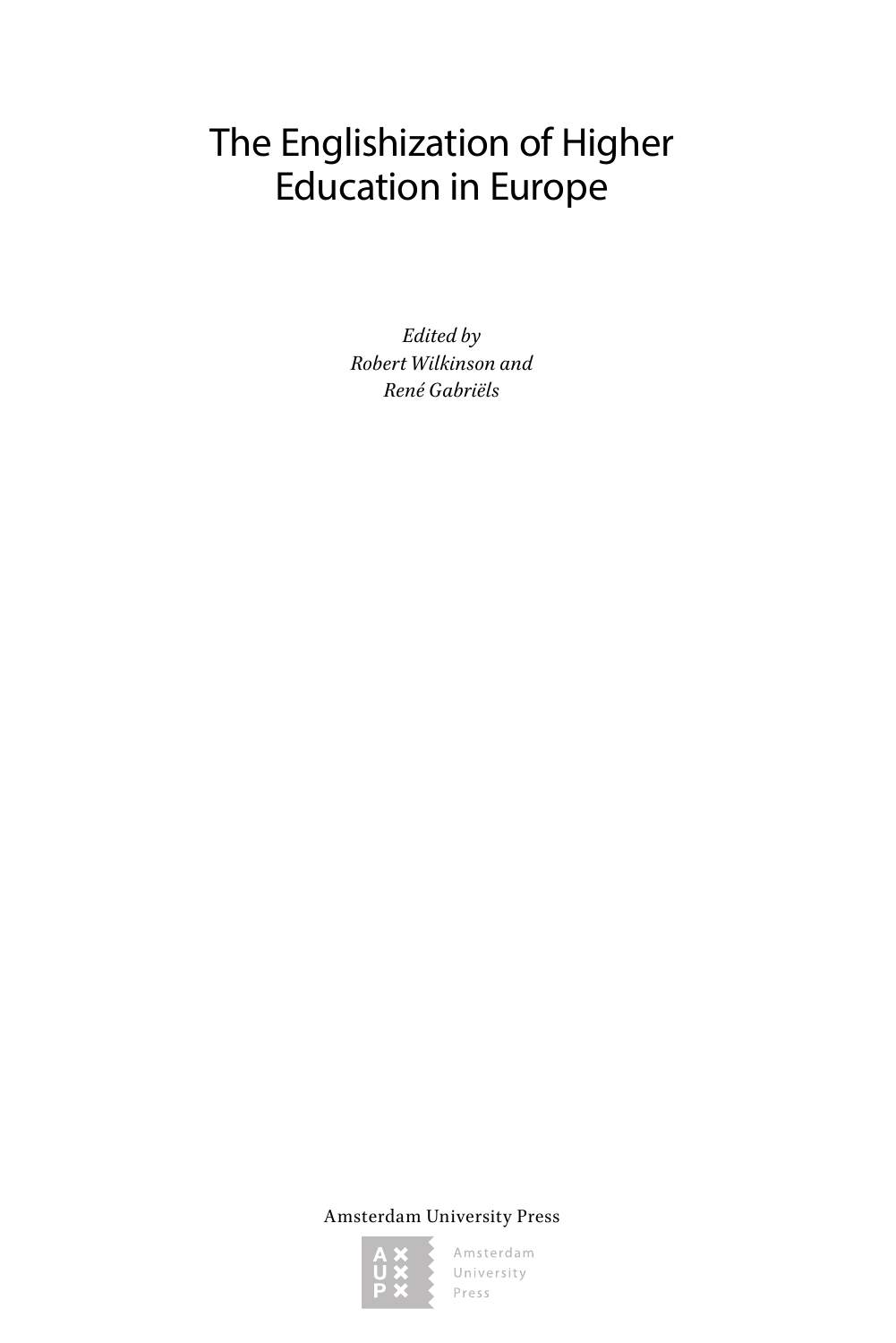# The Englishization of Higher Education in Europe

*Edited by*
*Robert Wilkinson and*
*René Gabriëls*

Amsterdam University Press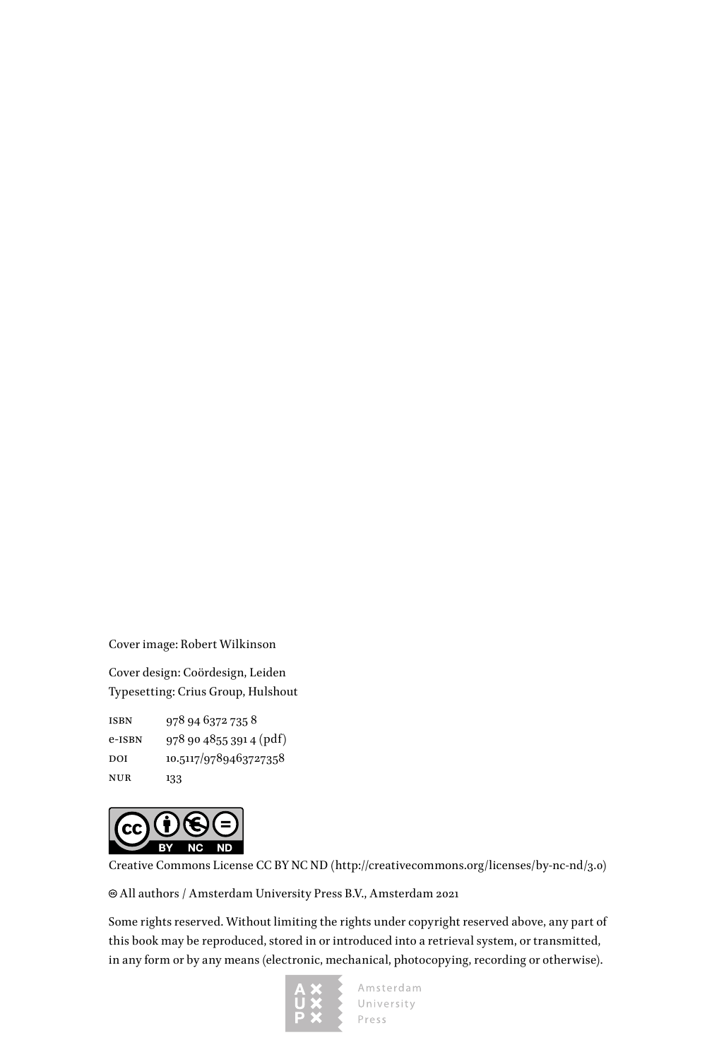Cover image: Robert Wilkinson

Cover design: Coördesign, Leiden
Typesetting: Crius Group, Hulshout

| | |
|---|---|
| ISBN | 978 94 6372 735 8 |
| e-ISBN | 978 90 4855 391 4 (pdf) |
| DOI | 10.5117/9789463727358 |
| NUR | 133 |

Creative Commons License CC BY NC ND (http://creativecommons.org/licenses/by-nc-nd/3.0)

© All authors / Amsterdam University Press B.V., Amsterdam 2021

Some rights reserved. Without limiting the rights under copyright reserved above, any part of this book may be reproduced, stored in or introduced into a retrieval system, or transmitted, in any form or by any means (electronic, mechanical, photocopying, recording or otherwise).

Amsterdam University Press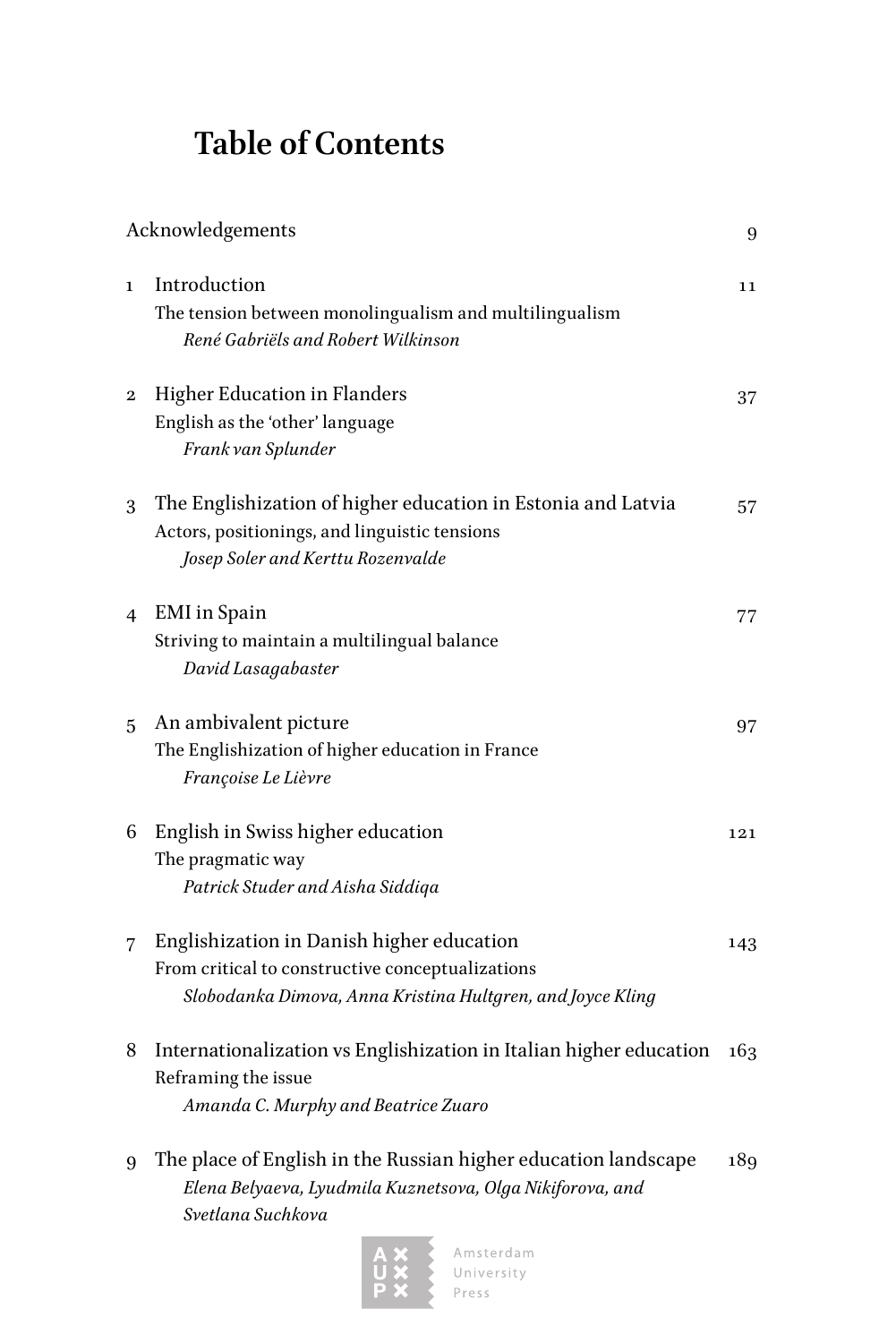# Table of Contents

Acknowledgements 9

1 Introduction 11
The tension between monolingualism and multilingualism
*René Gabriëls and Robert Wilkinson*

2 Higher Education in Flanders 37
English as the 'other' language
*Frank van Splunder*

3 The Englishization of higher education in Estonia and Latvia 57
Actors, positionings, and linguistic tensions
*Josep Soler and Kerttu Rozenvalde*

4 EMI in Spain 77
Striving to maintain a multilingual balance
*David Lasagabaster*

5 An ambivalent picture 97
The Englishization of higher education in France
*Françoise Le Lièvre*

6 English in Swiss higher education 121
The pragmatic way
*Patrick Studer and Aisha Siddiqa*

7 Englishization in Danish higher education 143
From critical to constructive conceptualizations
*Slobodanka Dimova, Anna Kristina Hultgren, and Joyce Kling*

8 Internationalization vs Englishization in Italian higher education 163
Reframing the issue
*Amanda C. Murphy and Beatrice Zuaro*

9 The place of English in the Russian higher education landscape 189
*Elena Belyaeva, Lyudmila Kuznetsova, Olga Nikiforova, and Svetlana Suchkova*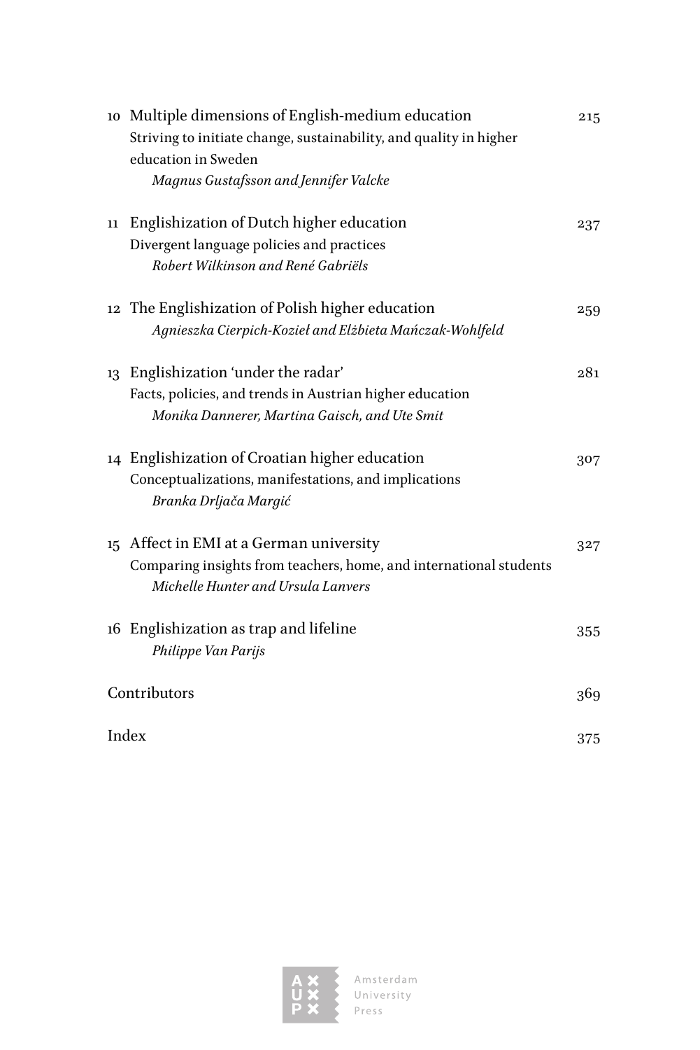10 Multiple dimensions of English-medium education 215
Striving to initiate change, sustainability, and quality in higher education in Sweden
*Magnus Gustafsson and Jennifer Valcke*

11 Englishization of Dutch higher education 237
Divergent language policies and practices
*Robert Wilkinson and René Gabriëls*

12 The Englishization of Polish higher education 259
*Agnieszka Cierpich-Kozieł and Elżbieta Mańczak-Wohlfeld*

13 Englishization 'under the radar' 281
Facts, policies, and trends in Austrian higher education
*Monika Dannerer, Martina Gaisch, and Ute Smit*

14 Englishization of Croatian higher education 307
Conceptualizations, manifestations, and implications
*Branka Drljača Margić*

15 Affect in EMI at a German university 327
Comparing insights from teachers, home, and international students
*Michelle Hunter and Ursula Lanvers*

16 Englishization as trap and lifeline 355
*Philippe Van Parijs*

Contributors 369

Index 375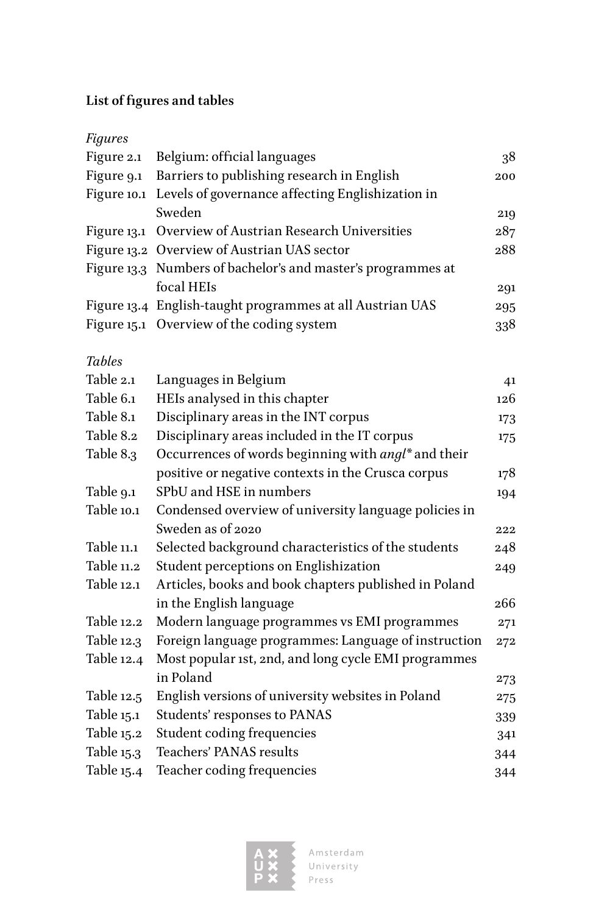# List of figures and tables

*Figures*

| | | |
|---|---|---|
| Figure 2.1 | Belgium: official languages | 38 |
| Figure 9.1 | Barriers to publishing research in English | 200 |
| Figure 10.1 | Levels of governance affecting Englishization in Sweden | 219 |
| Figure 13.1 | Overview of Austrian Research Universities | 287 |
| Figure 13.2 | Overview of Austrian UAS sector | 288 |
| Figure 13.3 | Numbers of bachelor's and master's programmes at focal HEIs | 291 |
| Figure 13.4 | English-taught programmes at all Austrian UAS | 295 |
| Figure 15.1 | Overview of the coding system | 338 |

*Tables*

| | | |
|---|---|---|
| Table 2.1 | Languages in Belgium | 41 |
| Table 6.1 | HEIs analysed in this chapter | 126 |
| Table 8.1 | Disciplinary areas in the INT corpus | 173 |
| Table 8.2 | Disciplinary areas included in the IT corpus | 175 |
| Table 8.3 | Occurrences of words beginning with *angl** and their positive or negative contexts in the Crusca corpus | 178 |
| Table 9.1 | SPbU and HSE in numbers | 194 |
| Table 10.1 | Condensed overview of university language policies in Sweden as of 2020 | 222 |
| Table 11.1 | Selected background characteristics of the students | 248 |
| Table 11.2 | Student perceptions on Englishization | 249 |
| Table 12.1 | Articles, books and book chapters published in Poland in the English language | 266 |
| Table 12.2 | Modern language programmes vs EMI programmes | 271 |
| Table 12.3 | Foreign language programmes: Language of instruction | 272 |
| Table 12.4 | Most popular 1st, 2nd, and long cycle EMI programmes in Poland | 273 |
| Table 12.5 | English versions of university websites in Poland | 275 |
| Table 15.1 | Students' responses to PANAS | 339 |
| Table 15.2 | Student coding frequencies | 341 |
| Table 15.3 | Teachers' PANAS results | 344 |
| Table 15.4 | Teacher coding frequencies | 344 |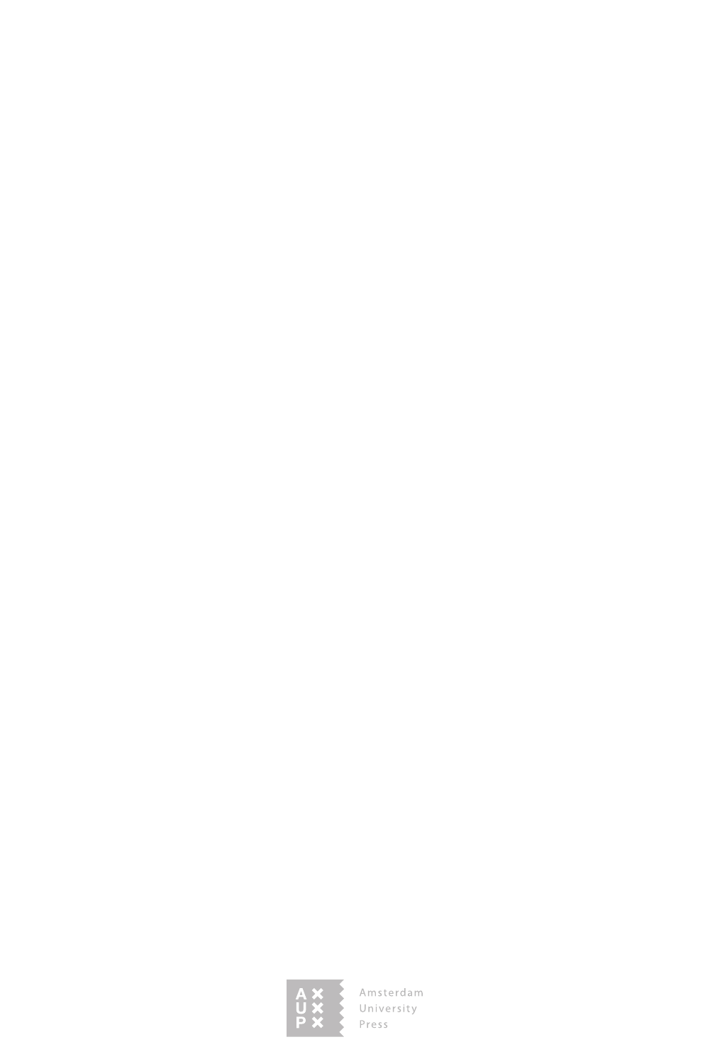Amsterdam
University
Press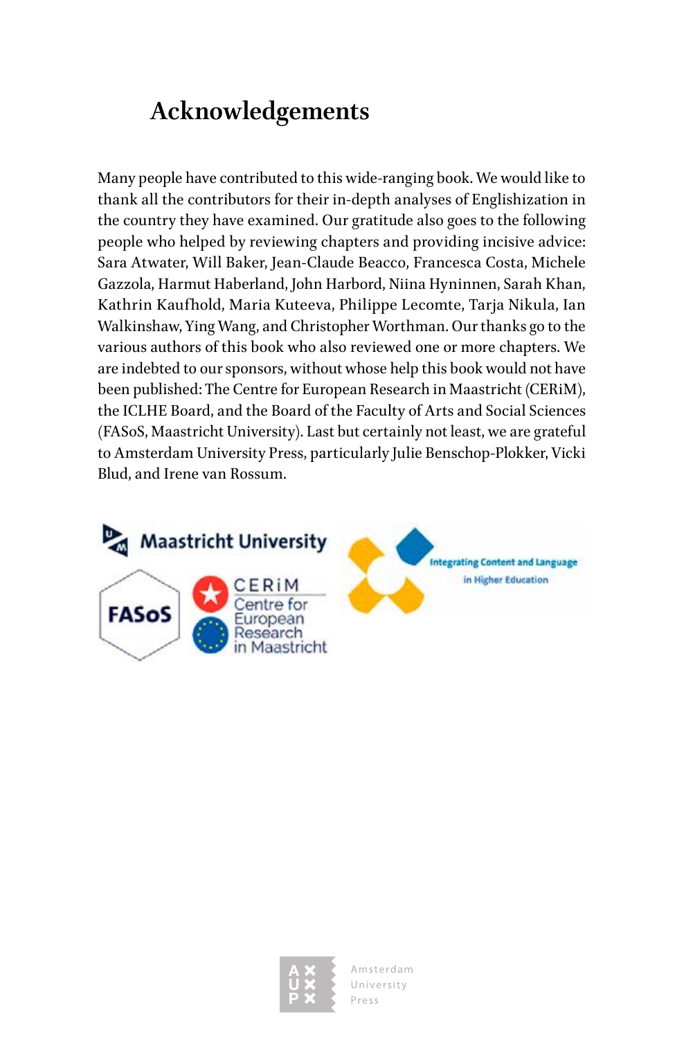# Acknowledgements

Many people have contributed to this wide-ranging book. We would like to thank all the contributors for their in-depth analyses of Englishization in the country they have examined. Our gratitude also goes to the following people who helped by reviewing chapters and providing incisive advice: Sara Atwater, Will Baker, Jean-Claude Beacco, Francesca Costa, Michele Gazzola, Harmut Haberland, John Harbord, Niina Hyninnen, Sarah Khan, Kathrin Kaufhold, Maria Kuteeva, Philippe Lecomte, Tarja Nikula, Ian Walkinshaw, Ying Wang, and Christopher Worthman. Our thanks go to the various authors of this book who also reviewed one or more chapters. We are indebted to our sponsors, without whose help this book would not have been published: The Centre for European Research in Maastricht (CERiM), the ICLHE Board, and the Board of the Faculty of Arts and Social Sciences (FASoS, Maastricht University). Last but certainly not least, we are grateful to Amsterdam University Press, particularly Julie Benschop-Plokker, Vicki Blud, and Irene van Rossum.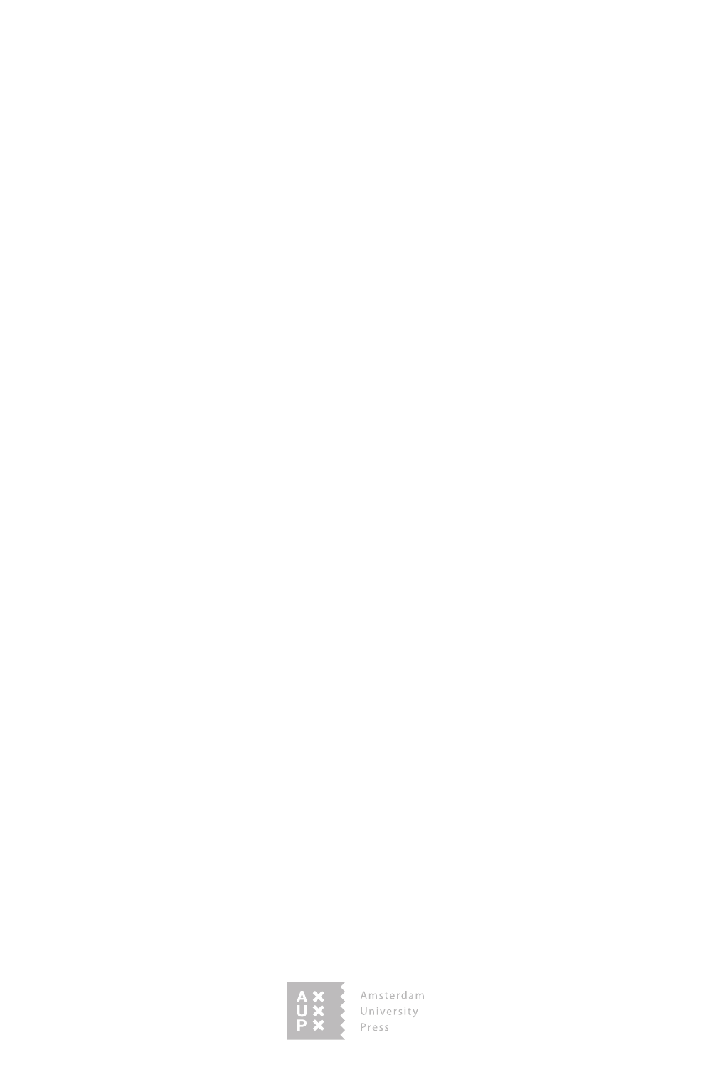Amsterdam
University
Press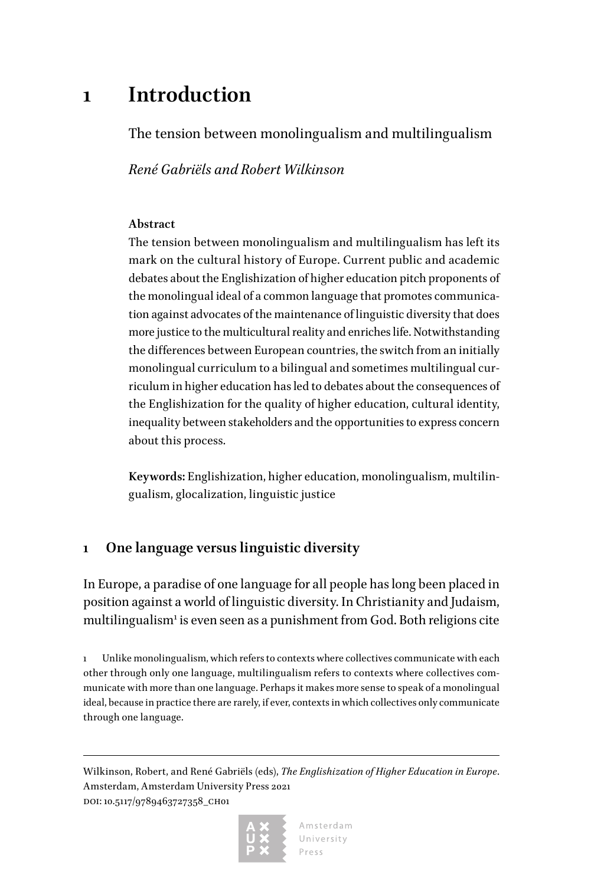# 1 Introduction

The tension between monolingualism and multilingualism

*René Gabriëls and Robert Wilkinson*

**Abstract**

The tension between monolingualism and multilingualism has left its mark on the cultural history of Europe. Current public and academic debates about the Englishization of higher education pitch proponents of the monolingual ideal of a common language that promotes communication against advocates of the maintenance of linguistic diversity that does more justice to the multicultural reality and enriches life. Notwithstanding the differences between European countries, the switch from an initially monolingual curriculum to a bilingual and sometimes multilingual curriculum in higher education has led to debates about the consequences of the Englishization for the quality of higher education, cultural identity, inequality between stakeholders and the opportunities to express concern about this process.

**Keywords:** Englishization, higher education, monolingualism, multilingualism, glocalization, linguistic justice

## 1 One language versus linguistic diversity

In Europe, a paradise of one language for all people has long been placed in position against a world of linguistic diversity. In Christianity and Judaism, multilingualism[1] is even seen as a punishment from God. Both religions cite

1 Unlike monolingualism, which refers to contexts where collectives communicate with each other through only one language, multilingualism refers to contexts where collectives communicate with more than one language. Perhaps it makes more sense to speak of a monolingual ideal, because in practice there are rarely, if ever, contexts in which collectives only communicate through one language.

Wilkinson, Robert, and René Gabriëls (eds), *The Englishization of Higher Education in Europe*. Amsterdam, Amsterdam University Press 2021
DOI: 10.5117/9789463727358_CH01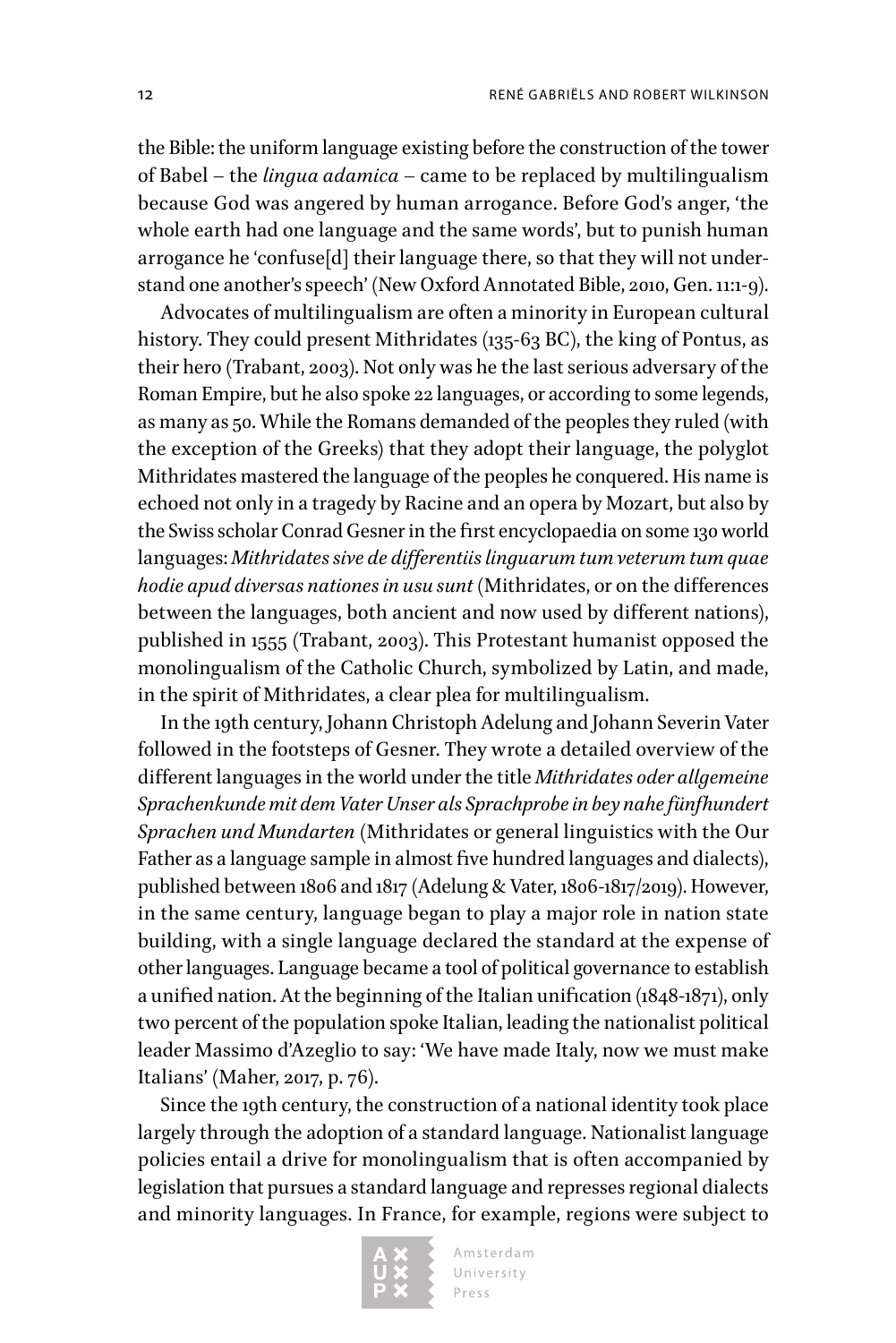the Bible: the uniform language existing before the construction of the tower of Babel – the *lingua adamica* – came to be replaced by multilingualism because God was angered by human arrogance. Before God's anger, 'the whole earth had one language and the same words', but to punish human arrogance he 'confuse[d] their language there, so that they will not understand one another's speech' (New Oxford Annotated Bible, 2010, Gen. 11:1-9).

Advocates of multilingualism are often a minority in European cultural history. They could present Mithridates (135-63 BC), the king of Pontus, as their hero (Trabant, 2003). Not only was he the last serious adversary of the Roman Empire, but he also spoke 22 languages, or according to some legends, as many as 50. While the Romans demanded of the peoples they ruled (with the exception of the Greeks) that they adopt their language, the polyglot Mithridates mastered the language of the peoples he conquered. His name is echoed not only in a tragedy by Racine and an opera by Mozart, but also by the Swiss scholar Conrad Gesner in the first encyclopaedia on some 130 world languages: *Mithridates sive de differentiis linguarum tum veterum tum quae hodie apud diversas nationes in usu sunt* (Mithridates, or on the differences between the languages, both ancient and now used by different nations), published in 1555 (Trabant, 2003). This Protestant humanist opposed the monolingualism of the Catholic Church, symbolized by Latin, and made, in the spirit of Mithridates, a clear plea for multilingualism.

In the 19th century, Johann Christoph Adelung and Johann Severin Vater followed in the footsteps of Gesner. They wrote a detailed overview of the different languages in the world under the title *Mithridates oder allgemeine Sprachenkunde mit dem Vater Unser als Sprachprobe in bey nahe fünfhundert Sprachen und Mundarten* (Mithridates or general linguistics with the Our Father as a language sample in almost five hundred languages and dialects), published between 1806 and 1817 (Adelung & Vater, 1806-1817/2019). However, in the same century, language began to play a major role in nation state building, with a single language declared the standard at the expense of other languages. Language became a tool of political governance to establish a unified nation. At the beginning of the Italian unification (1848-1871), only two percent of the population spoke Italian, leading the nationalist political leader Massimo d'Azeglio to say: 'We have made Italy, now we must make Italians' (Maher, 2017, p. 76).

Since the 19th century, the construction of a national identity took place largely through the adoption of a standard language. Nationalist language policies entail a drive for monolingualism that is often accompanied by legislation that pursues a standard language and represses regional dialects and minority languages. In France, for example, regions were subject to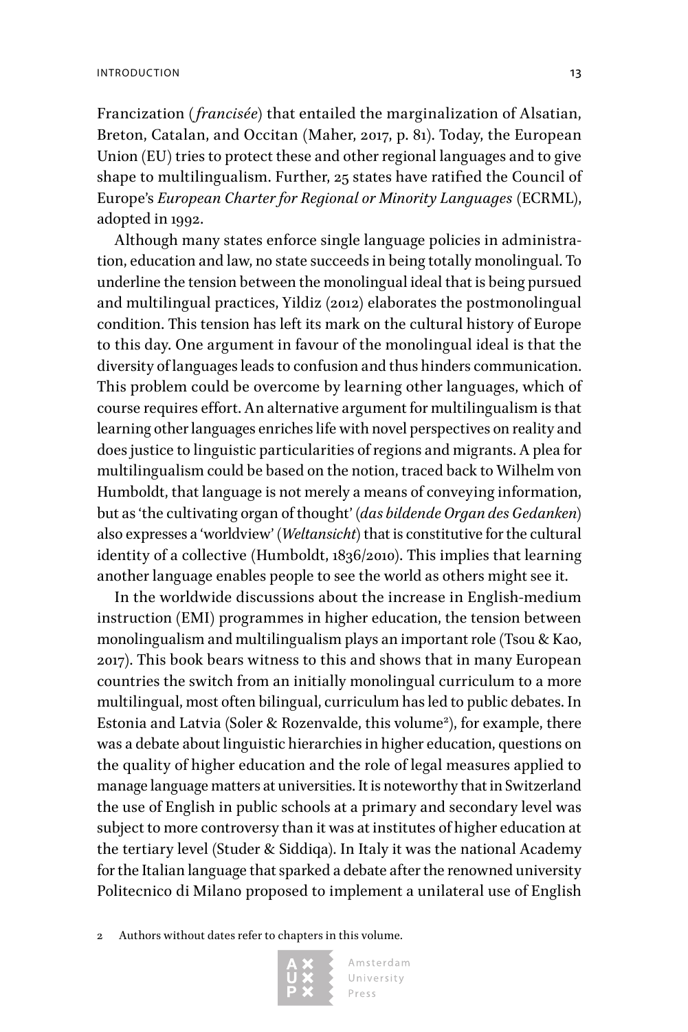Francization (*francisée*) that entailed the marginalization of Alsatian, Breton, Catalan, and Occitan (Maher, 2017, p. 81). Today, the European Union (EU) tries to protect these and other regional languages and to give shape to multilingualism. Further, 25 states have ratified the Council of Europe's *European Charter for Regional or Minority Languages* (ECRML), adopted in 1992.

Although many states enforce single language policies in administration, education and law, no state succeeds in being totally monolingual. To underline the tension between the monolingual ideal that is being pursued and multilingual practices, Yildiz (2012) elaborates the postmonolingual condition. This tension has left its mark on the cultural history of Europe to this day. One argument in favour of the monolingual ideal is that the diversity of languages leads to confusion and thus hinders communication. This problem could be overcome by learning other languages, which of course requires effort. An alternative argument for multilingualism is that learning other languages enriches life with novel perspectives on reality and does justice to linguistic particularities of regions and migrants. A plea for multilingualism could be based on the notion, traced back to Wilhelm von Humboldt, that language is not merely a means of conveying information, but as 'the cultivating organ of thought' (*das bildende Organ des Gedanken*) also expresses a 'worldview' (*Weltansicht*) that is constitutive for the cultural identity of a collective (Humboldt, 1836/2010). This implies that learning another language enables people to see the world as others might see it.

In the worldwide discussions about the increase in English-medium instruction (EMI) programmes in higher education, the tension between monolingualism and multilingualism plays an important role (Tsou & Kao, 2017). This book bears witness to this and shows that in many European countries the switch from an initially monolingual curriculum to a more multilingual, most often bilingual, curriculum has led to public debates. In Estonia and Latvia (Soler & Rozenvalde, this volume[2]), for example, there was a debate about linguistic hierarchies in higher education, questions on the quality of higher education and the role of legal measures applied to manage language matters at universities. It is noteworthy that in Switzerland the use of English in public schools at a primary and secondary level was subject to more controversy than it was at institutes of higher education at the tertiary level (Studer & Siddiqa). In Italy it was the national Academy for the Italian language that sparked a debate after the renowned university Politecnico di Milano proposed to implement a unilateral use of English

2 Authors without dates refer to chapters in this volume.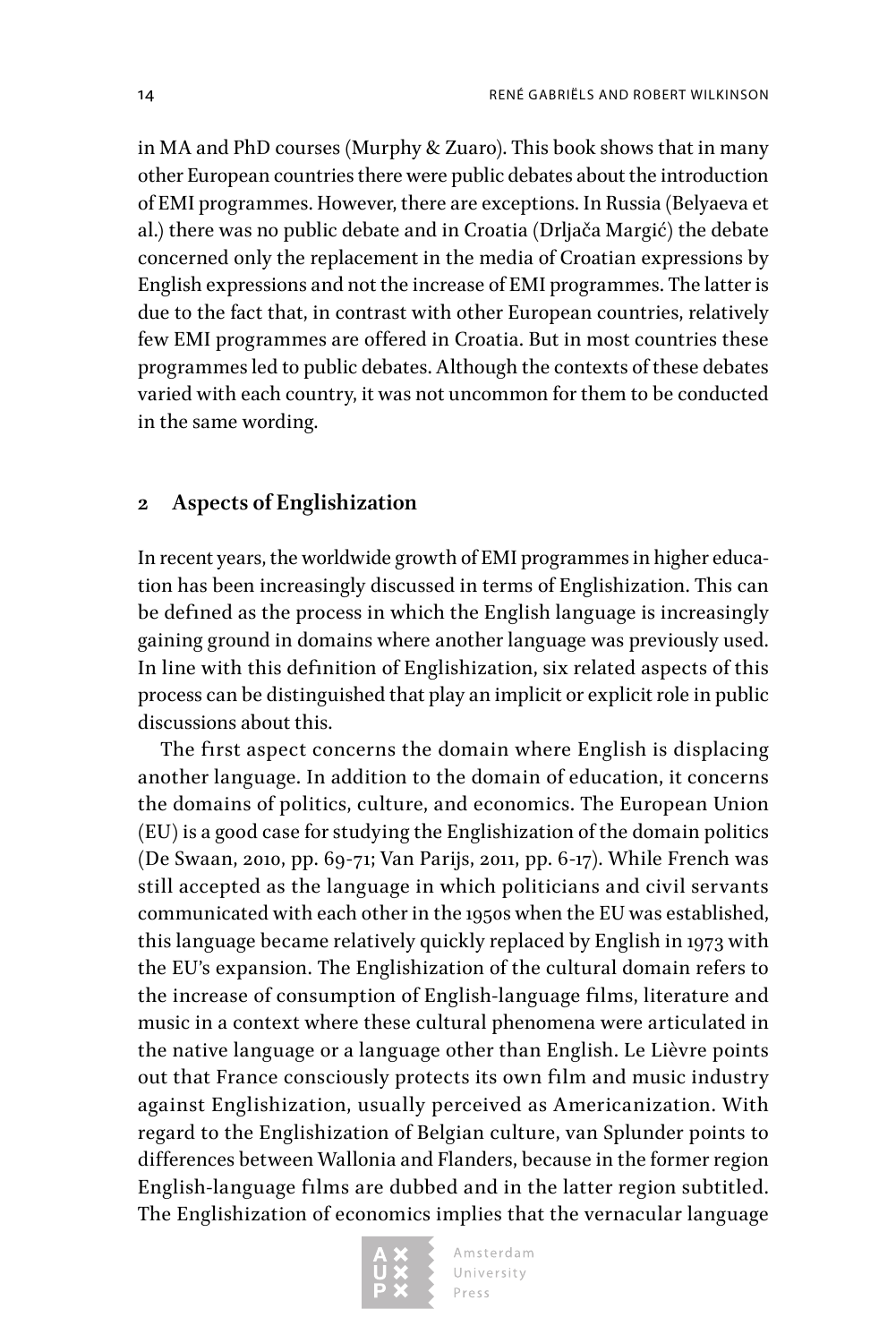in MA and PhD courses (Murphy & Zuaro). This book shows that in many other European countries there were public debates about the introduction of EMI programmes. However, there are exceptions. In Russia (Belyaeva et al.) there was no public debate and in Croatia (Drljača Margić) the debate concerned only the replacement in the media of Croatian expressions by English expressions and not the increase of EMI programmes. The latter is due to the fact that, in contrast with other European countries, relatively few EMI programmes are offered in Croatia. But in most countries these programmes led to public debates. Although the contexts of these debates varied with each country, it was not uncommon for them to be conducted in the same wording.

## 2 Aspects of Englishization

In recent years, the worldwide growth of EMI programmes in higher education has been increasingly discussed in terms of Englishization. This can be defined as the process in which the English language is increasingly gaining ground in domains where another language was previously used. In line with this definition of Englishization, six related aspects of this process can be distinguished that play an implicit or explicit role in public discussions about this.

The first aspect concerns the domain where English is displacing another language. In addition to the domain of education, it concerns the domains of politics, culture, and economics. The European Union (EU) is a good case for studying the Englishization of the domain politics (De Swaan, 2010, pp. 69-71; Van Parijs, 2011, pp. 6-17). While French was still accepted as the language in which politicians and civil servants communicated with each other in the 1950s when the EU was established, this language became relatively quickly replaced by English in 1973 with the EU's expansion. The Englishization of the cultural domain refers to the increase of consumption of English-language films, literature and music in a context where these cultural phenomena were articulated in the native language or a language other than English. Le Lièvre points out that France consciously protects its own film and music industry against Englishization, usually perceived as Americanization. With regard to the Englishization of Belgian culture, van Splunder points to differences between Wallonia and Flanders, because in the former region English-language films are dubbed and in the latter region subtitled. The Englishization of economics implies that the vernacular language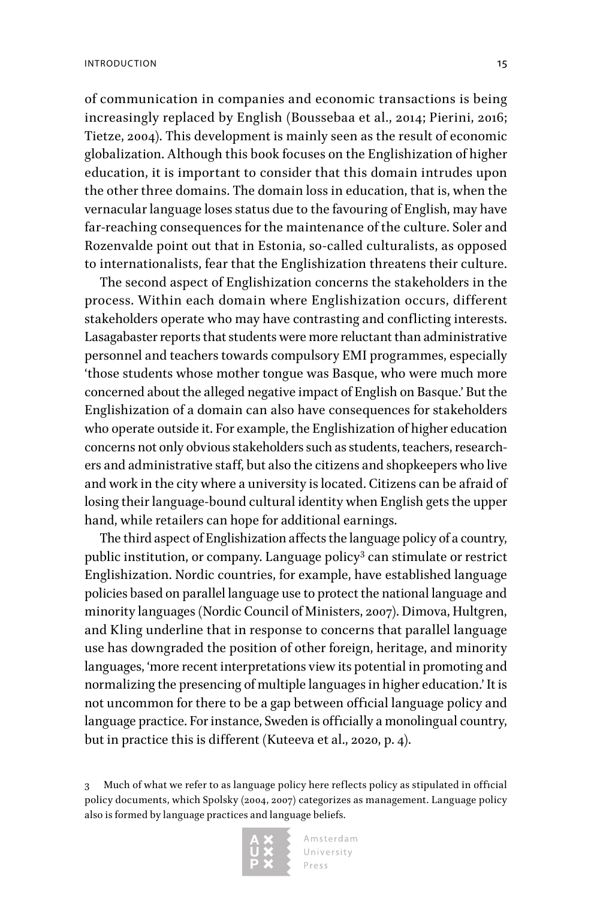of communication in companies and economic transactions is being increasingly replaced by English (Boussebaa et al., 2014; Pierini, 2016; Tietze, 2004). This development is mainly seen as the result of economic globalization. Although this book focuses on the Englishization of higher education, it is important to consider that this domain intrudes upon the other three domains. The domain loss in education, that is, when the vernacular language loses status due to the favouring of English, may have far-reaching consequences for the maintenance of the culture. Soler and Rozenvalde point out that in Estonia, so-called culturalists, as opposed to internationalists, fear that the Englishization threatens their culture.

The second aspect of Englishization concerns the stakeholders in the process. Within each domain where Englishization occurs, different stakeholders operate who may have contrasting and conflicting interests. Lasagabaster reports that students were more reluctant than administrative personnel and teachers towards compulsory EMI programmes, especially 'those students whose mother tongue was Basque, who were much more concerned about the alleged negative impact of English on Basque.' But the Englishization of a domain can also have consequences for stakeholders who operate outside it. For example, the Englishization of higher education concerns not only obvious stakeholders such as students, teachers, researchers and administrative staff, but also the citizens and shopkeepers who live and work in the city where a university is located. Citizens can be afraid of losing their language-bound cultural identity when English gets the upper hand, while retailers can hope for additional earnings.

The third aspect of Englishization affects the language policy of a country, public institution, or company. Language policy[3] can stimulate or restrict Englishization. Nordic countries, for example, have established language policies based on parallel language use to protect the national language and minority languages (Nordic Council of Ministers, 2007). Dimova, Hultgren, and Kling underline that in response to concerns that parallel language use has downgraded the position of other foreign, heritage, and minority languages, 'more recent interpretations view its potential in promoting and normalizing the presencing of multiple languages in higher education.' It is not uncommon for there to be a gap between official language policy and language practice. For instance, Sweden is officially a monolingual country, but in practice this is different (Kuteeva et al., 2020, p. 4).

3 Much of what we refer to as language policy here reflects policy as stipulated in official policy documents, which Spolsky (2004, 2007) categorizes as management. Language policy also is formed by language practices and language beliefs.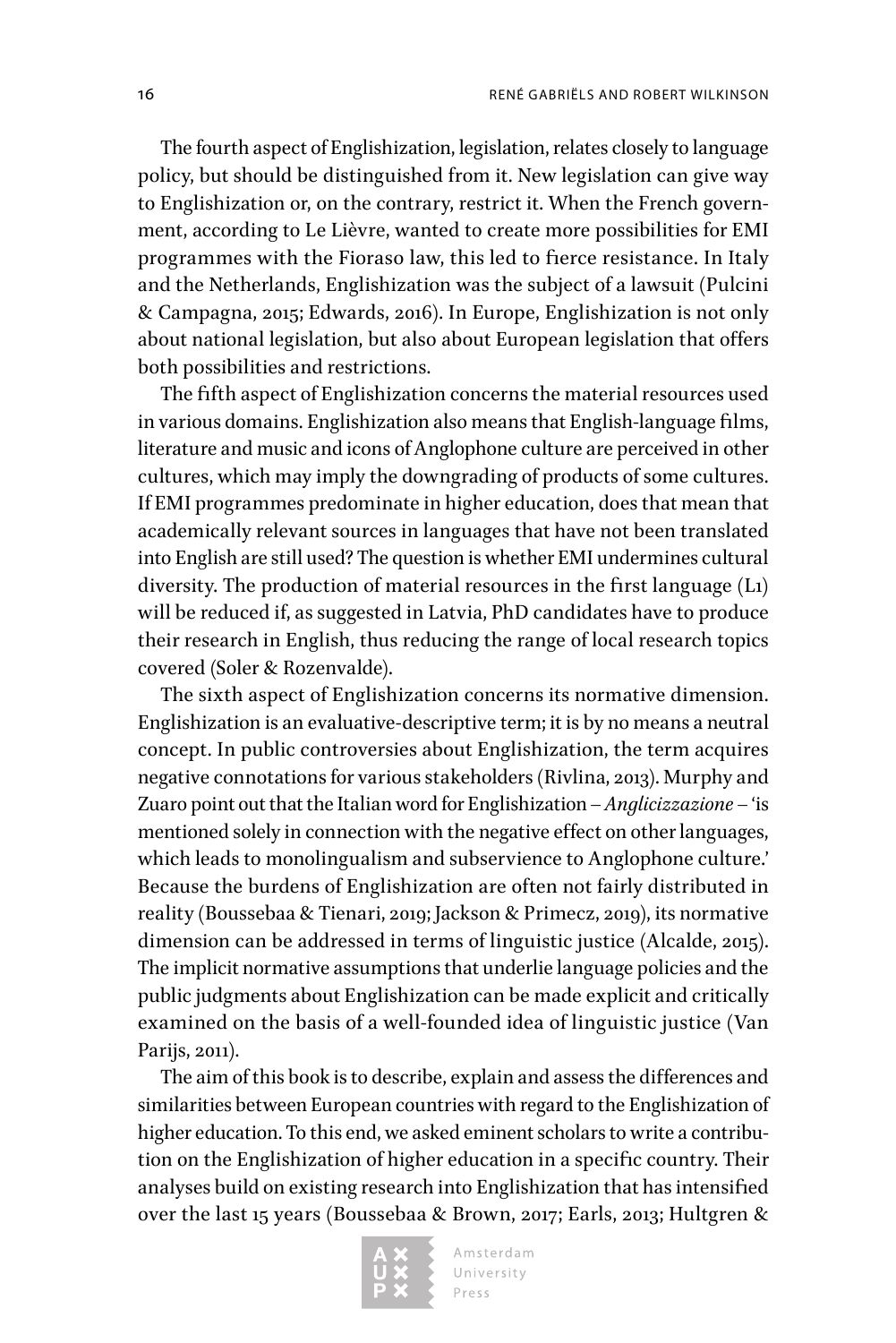The fourth aspect of Englishization, legislation, relates closely to language policy, but should be distinguished from it. New legislation can give way to Englishization or, on the contrary, restrict it. When the French government, according to Le Lièvre, wanted to create more possibilities for EMI programmes with the Fioraso law, this led to fierce resistance. In Italy and the Netherlands, Englishization was the subject of a lawsuit (Pulcini & Campagna, 2015; Edwards, 2016). In Europe, Englishization is not only about national legislation, but also about European legislation that offers both possibilities and restrictions.

The fifth aspect of Englishization concerns the material resources used in various domains. Englishization also means that English-language films, literature and music and icons of Anglophone culture are perceived in other cultures, which may imply the downgrading of products of some cultures. If EMI programmes predominate in higher education, does that mean that academically relevant sources in languages that have not been translated into English are still used? The question is whether EMI undermines cultural diversity. The production of material resources in the first language (L1) will be reduced if, as suggested in Latvia, PhD candidates have to produce their research in English, thus reducing the range of local research topics covered (Soler & Rozenvalde).

The sixth aspect of Englishization concerns its normative dimension. Englishization is an evaluative-descriptive term; it is by no means a neutral concept. In public controversies about Englishization, the term acquires negative connotations for various stakeholders (Rivlina, 2013). Murphy and Zuaro point out that the Italian word for Englishization – *Anglicizzazione* – 'is mentioned solely in connection with the negative effect on other languages, which leads to monolingualism and subservience to Anglophone culture.' Because the burdens of Englishization are often not fairly distributed in reality (Boussebaa & Tienari, 2019; Jackson & Primecz, 2019), its normative dimension can be addressed in terms of linguistic justice (Alcalde, 2015). The implicit normative assumptions that underlie language policies and the public judgments about Englishization can be made explicit and critically examined on the basis of a well-founded idea of linguistic justice (Van Parijs, 2011).

The aim of this book is to describe, explain and assess the differences and similarities between European countries with regard to the Englishization of higher education. To this end, we asked eminent scholars to write a contribution on the Englishization of higher education in a specific country. Their analyses build on existing research into Englishization that has intensified over the last 15 years (Boussebaa & Brown, 2017; Earls, 2013; Hultgren &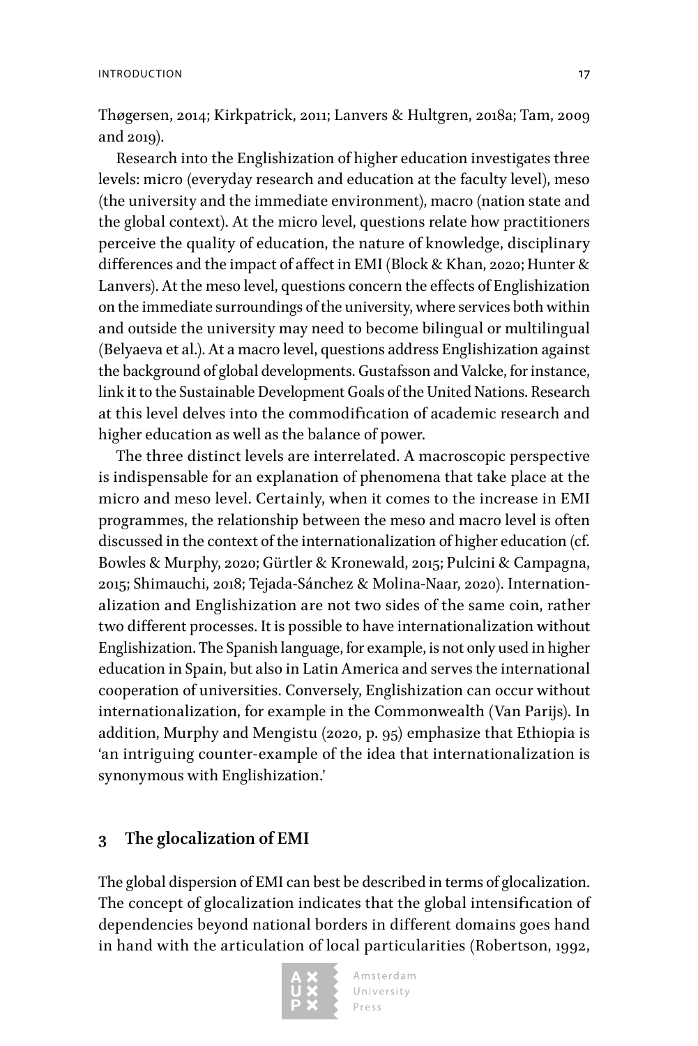Thøgersen, 2014; Kirkpatrick, 2011; Lanvers & Hultgren, 2018a; Tam, 2009 and 2019).

Research into the Englishization of higher education investigates three levels: micro (everyday research and education at the faculty level), meso (the university and the immediate environment), macro (nation state and the global context). At the micro level, questions relate how practitioners perceive the quality of education, the nature of knowledge, disciplinary differences and the impact of affect in EMI (Block & Khan, 2020; Hunter & Lanvers). At the meso level, questions concern the effects of Englishization on the immediate surroundings of the university, where services both within and outside the university may need to become bilingual or multilingual (Belyaeva et al.). At a macro level, questions address Englishization against the background of global developments. Gustafsson and Valcke, for instance, link it to the Sustainable Development Goals of the United Nations. Research at this level delves into the commodification of academic research and higher education as well as the balance of power.

The three distinct levels are interrelated. A macroscopic perspective is indispensable for an explanation of phenomena that take place at the micro and meso level. Certainly, when it comes to the increase in EMI programmes, the relationship between the meso and macro level is often discussed in the context of the internationalization of higher education (cf. Bowles & Murphy, 2020; Gürtler & Kronewald, 2015; Pulcini & Campagna, 2015; Shimauchi, 2018; Tejada-Sánchez & Molina-Naar, 2020). Internationalization and Englishization are not two sides of the same coin, rather two different processes. It is possible to have internationalization without Englishization. The Spanish language, for example, is not only used in higher education in Spain, but also in Latin America and serves the international cooperation of universities. Conversely, Englishization can occur without internationalization, for example in the Commonwealth (Van Parijs). In addition, Murphy and Mengistu (2020, p. 95) emphasize that Ethiopia is 'an intriguing counter-example of the idea that internationalization is synonymous with Englishization.'

## 3 The glocalization of EMI

The global dispersion of EMI can best be described in terms of glocalization. The concept of glocalization indicates that the global intensification of dependencies beyond national borders in different domains goes hand in hand with the articulation of local particularities (Robertson, 1992,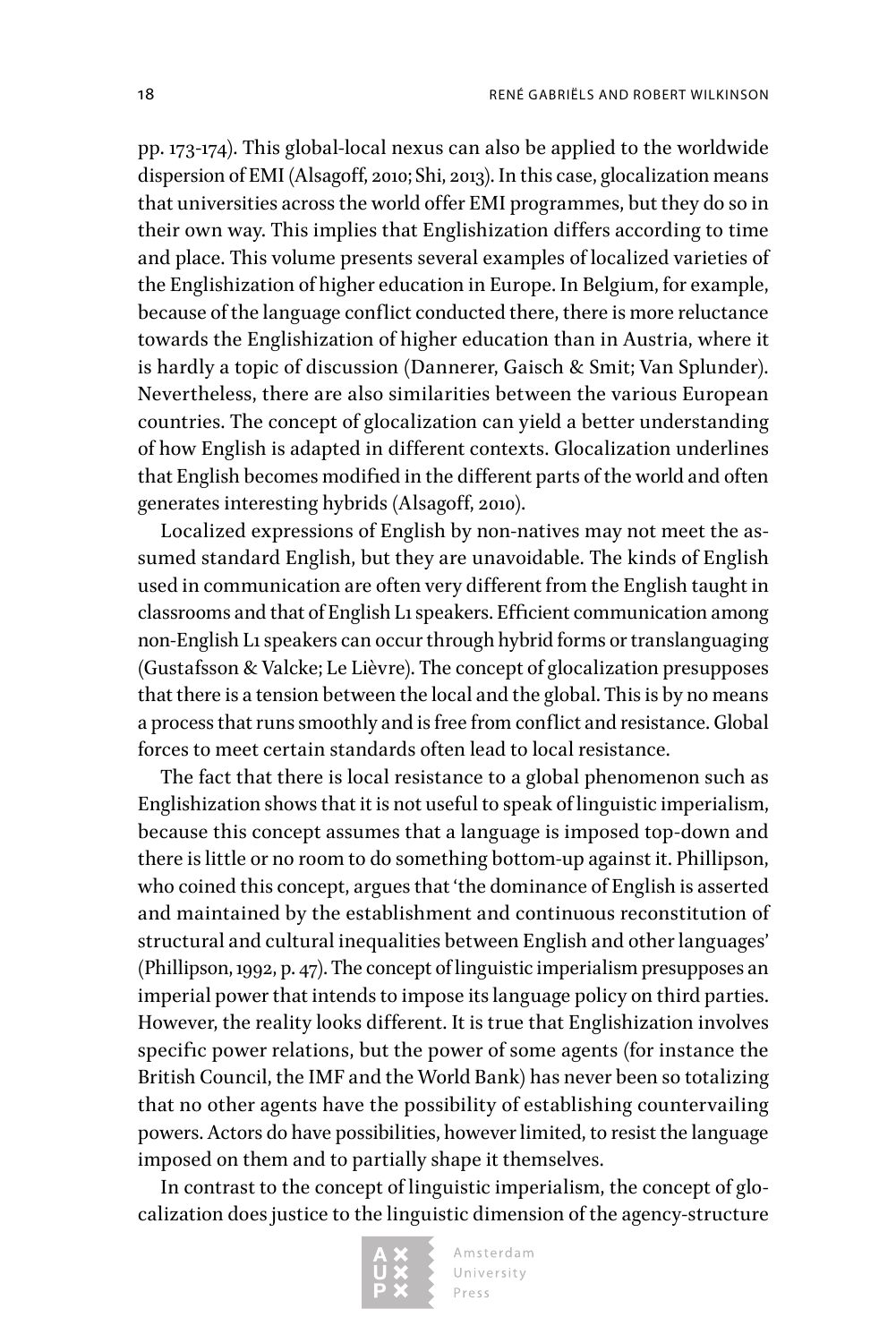pp. 173-174). This global-local nexus can also be applied to the worldwide dispersion of EMI (Alsagoff, 2010; Shi, 2013). In this case, glocalization means that universities across the world offer EMI programmes, but they do so in their own way. This implies that Englishization differs according to time and place. This volume presents several examples of localized varieties of the Englishization of higher education in Europe. In Belgium, for example, because of the language conflict conducted there, there is more reluctance towards the Englishization of higher education than in Austria, where it is hardly a topic of discussion (Dannerer, Gaisch & Smit; Van Splunder). Nevertheless, there are also similarities between the various European countries. The concept of glocalization can yield a better understanding of how English is adapted in different contexts. Glocalization underlines that English becomes modified in the different parts of the world and often generates interesting hybrids (Alsagoff, 2010).

Localized expressions of English by non-natives may not meet the assumed standard English, but they are unavoidable. The kinds of English used in communication are often very different from the English taught in classrooms and that of English L1 speakers. Efficient communication among non-English L1 speakers can occur through hybrid forms or translanguaging (Gustafsson & Valcke; Le Lièvre). The concept of glocalization presupposes that there is a tension between the local and the global. This is by no means a process that runs smoothly and is free from conflict and resistance. Global forces to meet certain standards often lead to local resistance.

The fact that there is local resistance to a global phenomenon such as Englishization shows that it is not useful to speak of linguistic imperialism, because this concept assumes that a language is imposed top-down and there is little or no room to do something bottom-up against it. Phillipson, who coined this concept, argues that 'the dominance of English is asserted and maintained by the establishment and continuous reconstitution of structural and cultural inequalities between English and other languages' (Phillipson, 1992, p. 47). The concept of linguistic imperialism presupposes an imperial power that intends to impose its language policy on third parties. However, the reality looks different. It is true that Englishization involves specific power relations, but the power of some agents (for instance the British Council, the IMF and the World Bank) has never been so totalizing that no other agents have the possibility of establishing countervailing powers. Actors do have possibilities, however limited, to resist the language imposed on them and to partially shape it themselves.

In contrast to the concept of linguistic imperialism, the concept of glocalization does justice to the linguistic dimension of the agency-structure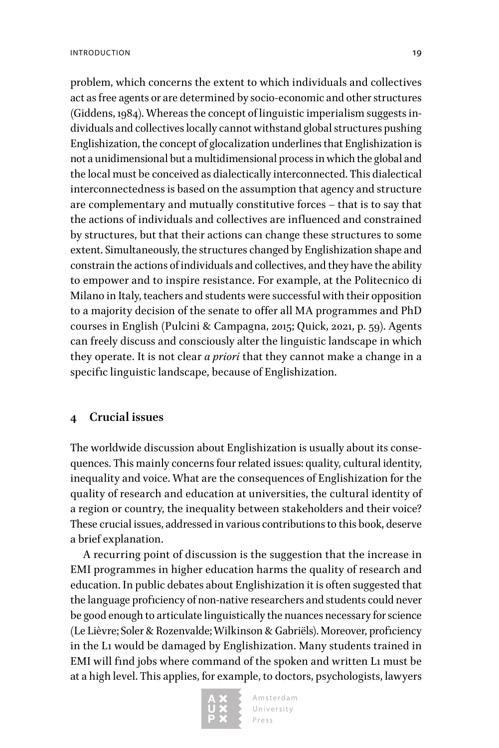problem, which concerns the extent to which individuals and collectives act as free agents or are determined by socio-economic and other structures (Giddens, 1984). Whereas the concept of linguistic imperialism suggests individuals and collectives locally cannot withstand global structures pushing Englishization, the concept of glocalization underlines that Englishization is not a unidimensional but a multidimensional process in which the global and the local must be conceived as dialectically interconnected. This dialectical interconnectedness is based on the assumption that agency and structure are complementary and mutually constitutive forces – that is to say that the actions of individuals and collectives are influenced and constrained by structures, but that their actions can change these structures to some extent. Simultaneously, the structures changed by Englishization shape and constrain the actions of individuals and collectives, and they have the ability to empower and to inspire resistance. For example, at the Politecnico di Milano in Italy, teachers and students were successful with their opposition to a majority decision of the senate to offer all MA programmes and PhD courses in English (Pulcini & Campagna, 2015; Quick, 2021, p. 59). Agents can freely discuss and consciously alter the linguistic landscape in which they operate. It is not clear *a priori* that they cannot make a change in a specific linguistic landscape, because of Englishization.

## 4 Crucial issues

The worldwide discussion about Englishization is usually about its consequences. This mainly concerns four related issues: quality, cultural identity, inequality and voice. What are the consequences of Englishization for the quality of research and education at universities, the cultural identity of a region or country, the inequality between stakeholders and their voice? These crucial issues, addressed in various contributions to this book, deserve a brief explanation.

A recurring point of discussion is the suggestion that the increase in EMI programmes in higher education harms the quality of research and education. In public debates about Englishization it is often suggested that the language proficiency of non-native researchers and students could never be good enough to articulate linguistically the nuances necessary for science (Le Lièvre; Soler & Rozenvalde; Wilkinson & Gabriëls). Moreover, proficiency in the L1 would be damaged by Englishization. Many students trained in EMI will find jobs where command of the spoken and written L1 must be at a high level. This applies, for example, to doctors, psychologists, lawyers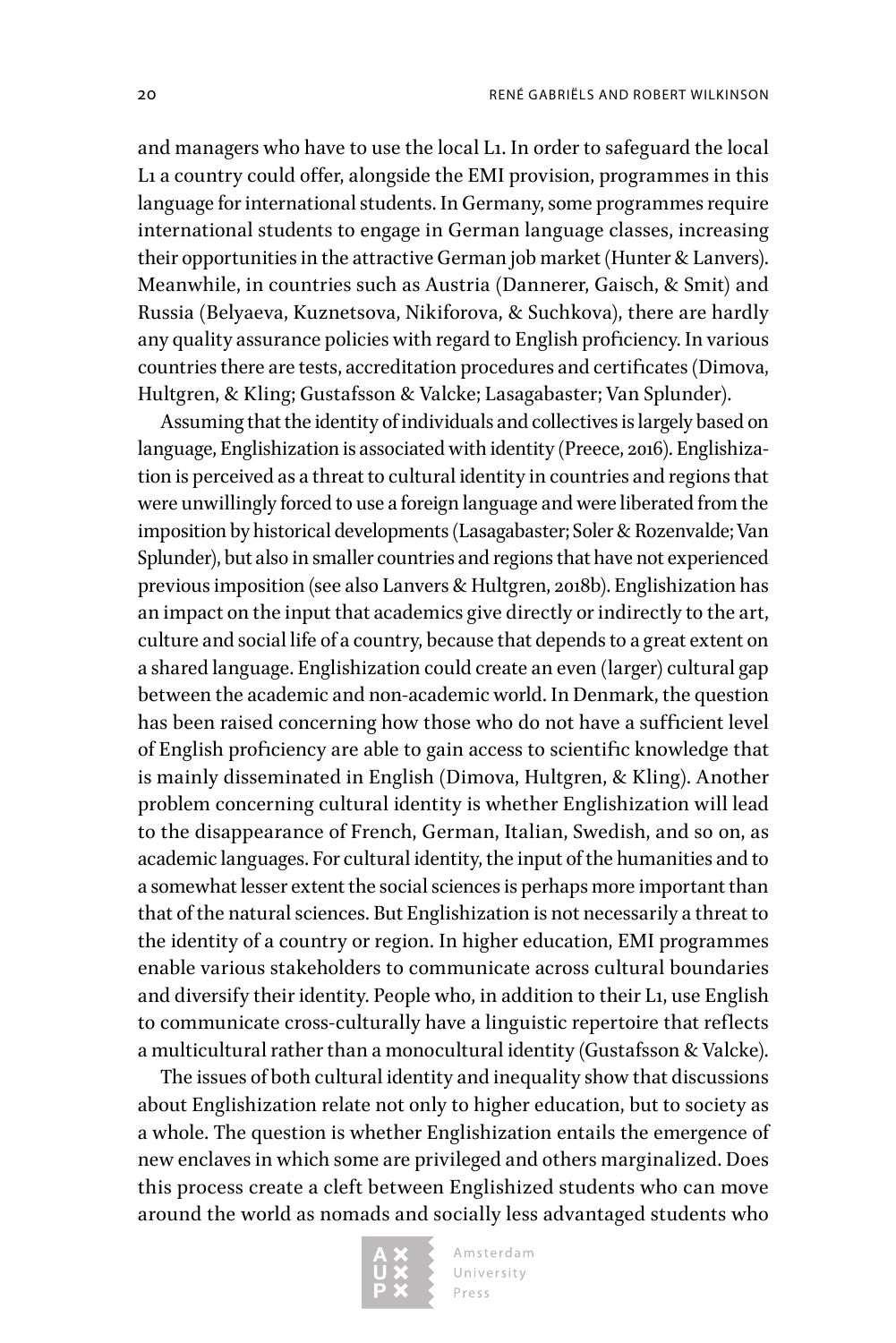and managers who have to use the local L1. In order to safeguard the local L1 a country could offer, alongside the EMI provision, programmes in this language for international students. In Germany, some programmes require international students to engage in German language classes, increasing their opportunities in the attractive German job market (Hunter & Lanvers). Meanwhile, in countries such as Austria (Dannerer, Gaisch, & Smit) and Russia (Belyaeva, Kuznetsova, Nikiforova, & Suchkova), there are hardly any quality assurance policies with regard to English proficiency. In various countries there are tests, accreditation procedures and certificates (Dimova, Hultgren, & Kling; Gustafsson & Valcke; Lasagabaster; Van Splunder).

Assuming that the identity of individuals and collectives is largely based on language, Englishization is associated with identity (Preece, 2016). Englishization is perceived as a threat to cultural identity in countries and regions that were unwillingly forced to use a foreign language and were liberated from the imposition by historical developments (Lasagabaster; Soler & Rozenvalde; Van Splunder), but also in smaller countries and regions that have not experienced previous imposition (see also Lanvers & Hultgren, 2018b). Englishization has an impact on the input that academics give directly or indirectly to the art, culture and social life of a country, because that depends to a great extent on a shared language. Englishization could create an even (larger) cultural gap between the academic and non-academic world. In Denmark, the question has been raised concerning how those who do not have a sufficient level of English proficiency are able to gain access to scientific knowledge that is mainly disseminated in English (Dimova, Hultgren, & Kling). Another problem concerning cultural identity is whether Englishization will lead to the disappearance of French, German, Italian, Swedish, and so on, as academic languages. For cultural identity, the input of the humanities and to a somewhat lesser extent the social sciences is perhaps more important than that of the natural sciences. But Englishization is not necessarily a threat to the identity of a country or region. In higher education, EMI programmes enable various stakeholders to communicate across cultural boundaries and diversify their identity. People who, in addition to their L1, use English to communicate cross-culturally have a linguistic repertoire that reflects a multicultural rather than a monocultural identity (Gustafsson & Valcke).

The issues of both cultural identity and inequality show that discussions about Englishization relate not only to higher education, but to society as a whole. The question is whether Englishization entails the emergence of new enclaves in which some are privileged and others marginalized. Does this process create a cleft between Englishized students who can move around the world as nomads and socially less advantaged students who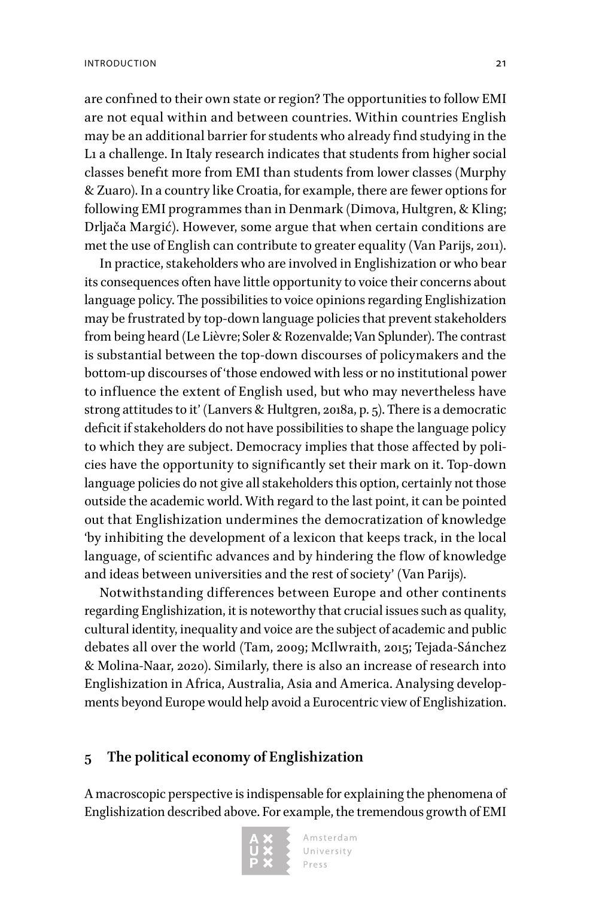are confined to their own state or region? The opportunities to follow EMI are not equal within and between countries. Within countries English may be an additional barrier for students who already find studying in the L1 a challenge. In Italy research indicates that students from higher social classes benefit more from EMI than students from lower classes (Murphy & Zuaro). In a country like Croatia, for example, there are fewer options for following EMI programmes than in Denmark (Dimova, Hultgren, & Kling; Drljača Margić). However, some argue that when certain conditions are met the use of English can contribute to greater equality (Van Parijs, 2011).

In practice, stakeholders who are involved in Englishization or who bear its consequences often have little opportunity to voice their concerns about language policy. The possibilities to voice opinions regarding Englishization may be frustrated by top-down language policies that prevent stakeholders from being heard (Le Lièvre; Soler & Rozenvalde; Van Splunder). The contrast is substantial between the top-down discourses of policymakers and the bottom-up discourses of 'those endowed with less or no institutional power to influence the extent of English used, but who may nevertheless have strong attitudes to it' (Lanvers & Hultgren, 2018a, p. 5). There is a democratic deficit if stakeholders do not have possibilities to shape the language policy to which they are subject. Democracy implies that those affected by policies have the opportunity to significantly set their mark on it. Top-down language policies do not give all stakeholders this option, certainly not those outside the academic world. With regard to the last point, it can be pointed out that Englishization undermines the democratization of knowledge 'by inhibiting the development of a lexicon that keeps track, in the local language, of scientific advances and by hindering the flow of knowledge and ideas between universities and the rest of society' (Van Parijs).

Notwithstanding differences between Europe and other continents regarding Englishization, it is noteworthy that crucial issues such as quality, cultural identity, inequality and voice are the subject of academic and public debates all over the world (Tam, 2009; McIlwraith, 2015; Tejada-Sánchez & Molina-Naar, 2020). Similarly, there is also an increase of research into Englishization in Africa, Australia, Asia and America. Analysing developments beyond Europe would help avoid a Eurocentric view of Englishization.

## 5 The political economy of Englishization

A macroscopic perspective is indispensable for explaining the phenomena of Englishization described above. For example, the tremendous growth of EMI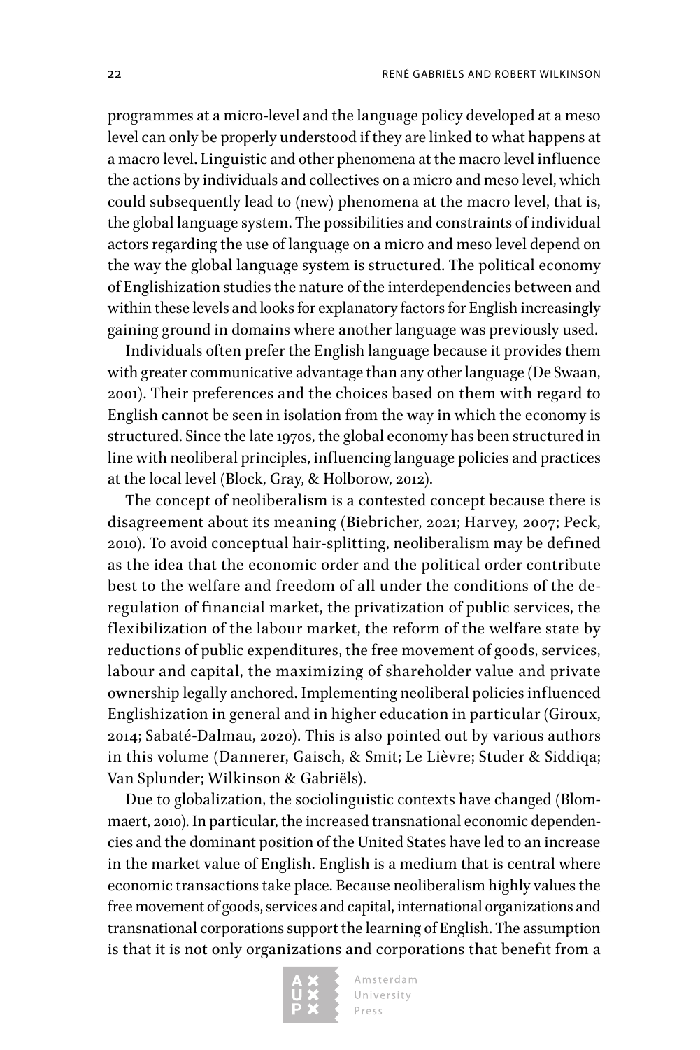programmes at a micro-level and the language policy developed at a meso level can only be properly understood if they are linked to what happens at a macro level. Linguistic and other phenomena at the macro level influence the actions by individuals and collectives on a micro and meso level, which could subsequently lead to (new) phenomena at the macro level, that is, the global language system. The possibilities and constraints of individual actors regarding the use of language on a micro and meso level depend on the way the global language system is structured. The political economy of Englishization studies the nature of the interdependencies between and within these levels and looks for explanatory factors for English increasingly gaining ground in domains where another language was previously used.

Individuals often prefer the English language because it provides them with greater communicative advantage than any other language (De Swaan, 2001). Their preferences and the choices based on them with regard to English cannot be seen in isolation from the way in which the economy is structured. Since the late 1970s, the global economy has been structured in line with neoliberal principles, influencing language policies and practices at the local level (Block, Gray, & Holborow, 2012).

The concept of neoliberalism is a contested concept because there is disagreement about its meaning (Biebricher, 2021; Harvey, 2007; Peck, 2010). To avoid conceptual hair-splitting, neoliberalism may be defined as the idea that the economic order and the political order contribute best to the welfare and freedom of all under the conditions of the deregulation of financial market, the privatization of public services, the flexibilization of the labour market, the reform of the welfare state by reductions of public expenditures, the free movement of goods, services, labour and capital, the maximizing of shareholder value and private ownership legally anchored. Implementing neoliberal policies influenced Englishization in general and in higher education in particular (Giroux, 2014; Sabaté-Dalmau, 2020). This is also pointed out by various authors in this volume (Dannerer, Gaisch, & Smit; Le Lièvre; Studer & Siddiqa; Van Splunder; Wilkinson & Gabriëls).

Due to globalization, the sociolinguistic contexts have changed (Blommaert, 2010). In particular, the increased transnational economic dependencies and the dominant position of the United States have led to an increase in the market value of English. English is a medium that is central where economic transactions take place. Because neoliberalism highly values the free movement of goods, services and capital, international organizations and transnational corporations support the learning of English. The assumption is that it is not only organizations and corporations that benefit from a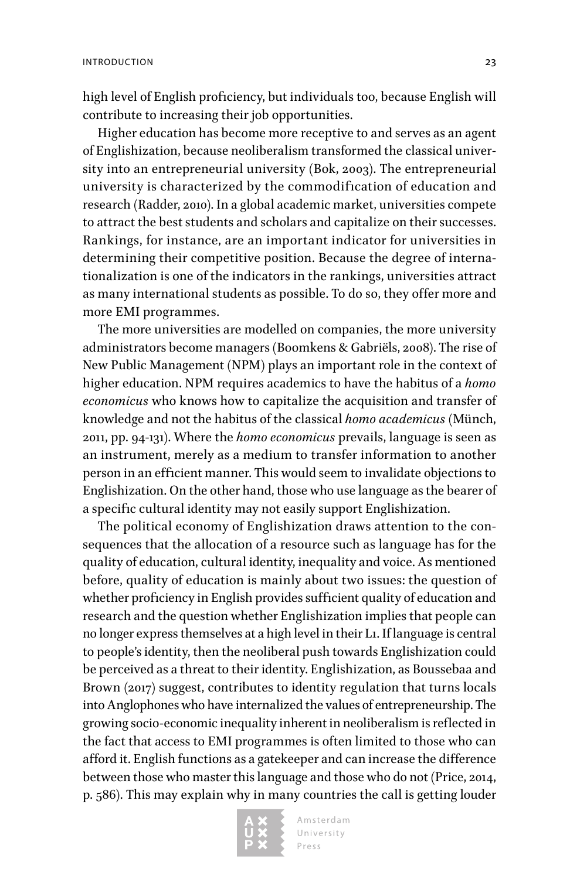high level of English proficiency, but individuals too, because English will contribute to increasing their job opportunities.

Higher education has become more receptive to and serves as an agent of Englishization, because neoliberalism transformed the classical university into an entrepreneurial university (Bok, 2003). The entrepreneurial university is characterized by the commodification of education and research (Radder, 2010). In a global academic market, universities compete to attract the best students and scholars and capitalize on their successes. Rankings, for instance, are an important indicator for universities in determining their competitive position. Because the degree of internationalization is one of the indicators in the rankings, universities attract as many international students as possible. To do so, they offer more and more EMI programmes.

The more universities are modelled on companies, the more university administrators become managers (Boomkens & Gabriëls, 2008). The rise of New Public Management (NPM) plays an important role in the context of higher education. NPM requires academics to have the habitus of a *homo economicus* who knows how to capitalize the acquisition and transfer of knowledge and not the habitus of the classical *homo academicus* (Münch, 2011, pp. 94-131). Where the *homo economicus* prevails, language is seen as an instrument, merely as a medium to transfer information to another person in an efficient manner. This would seem to invalidate objections to Englishization. On the other hand, those who use language as the bearer of a specific cultural identity may not easily support Englishization.

The political economy of Englishization draws attention to the consequences that the allocation of a resource such as language has for the quality of education, cultural identity, inequality and voice. As mentioned before, quality of education is mainly about two issues: the question of whether proficiency in English provides sufficient quality of education and research and the question whether Englishization implies that people can no longer express themselves at a high level in their L1. If language is central to people's identity, then the neoliberal push towards Englishization could be perceived as a threat to their identity. Englishization, as Boussebaa and Brown (2017) suggest, contributes to identity regulation that turns locals into Anglophones who have internalized the values of entrepreneurship. The growing socio-economic inequality inherent in neoliberalism is reflected in the fact that access to EMI programmes is often limited to those who can afford it. English functions as a gatekeeper and can increase the difference between those who master this language and those who do not (Price, 2014, p. 586). This may explain why in many countries the call is getting louder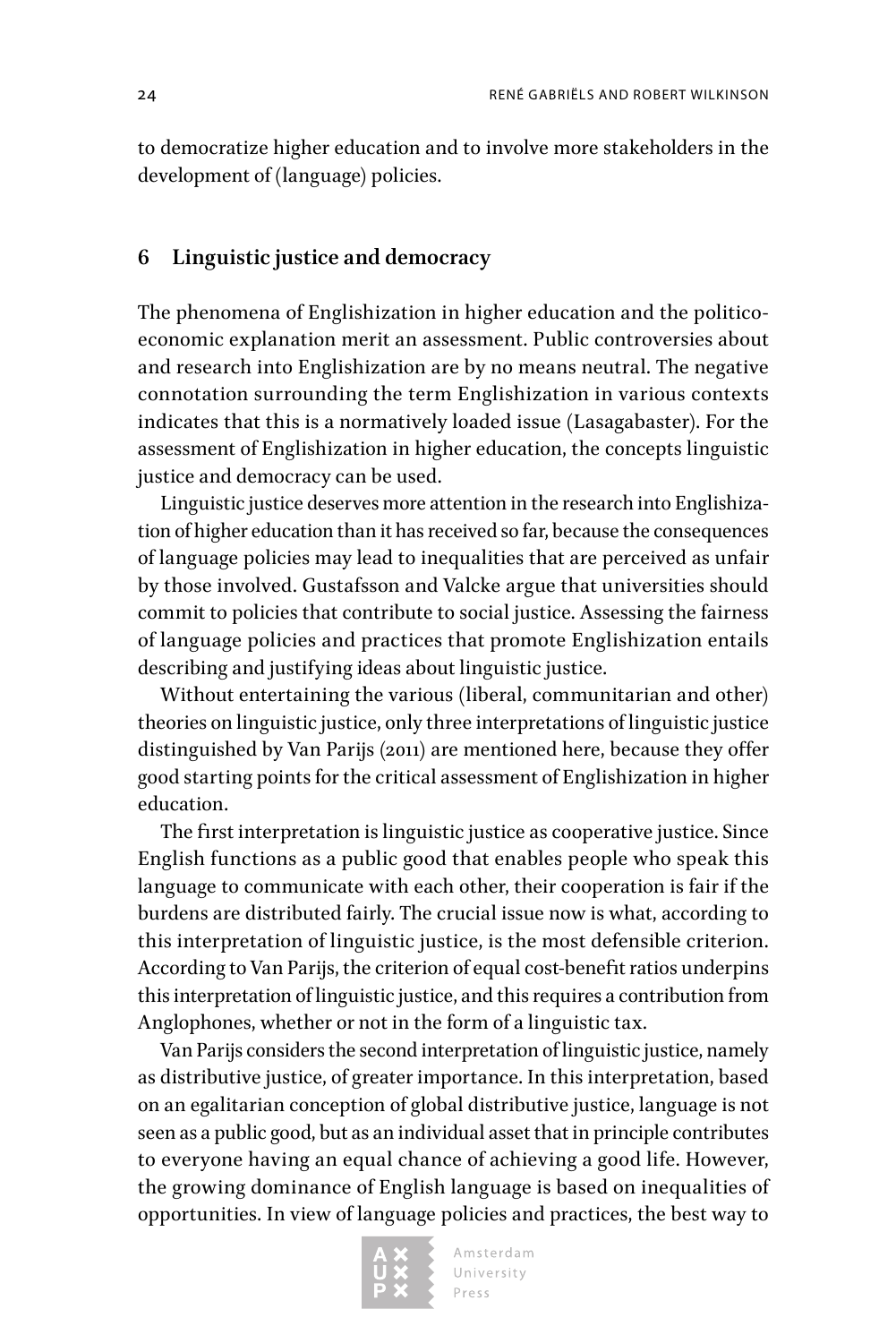to democratize higher education and to involve more stakeholders in the development of (language) policies.

## 6 Linguistic justice and democracy

The phenomena of Englishization in higher education and the politico-economic explanation merit an assessment. Public controversies about and research into Englishization are by no means neutral. The negative connotation surrounding the term Englishization in various contexts indicates that this is a normatively loaded issue (Lasagabaster). For the assessment of Englishization in higher education, the concepts linguistic justice and democracy can be used.

Linguistic justice deserves more attention in the research into Englishization of higher education than it has received so far, because the consequences of language policies may lead to inequalities that are perceived as unfair by those involved. Gustafsson and Valcke argue that universities should commit to policies that contribute to social justice. Assessing the fairness of language policies and practices that promote Englishization entails describing and justifying ideas about linguistic justice.

Without entertaining the various (liberal, communitarian and other) theories on linguistic justice, only three interpretations of linguistic justice distinguished by Van Parijs (2011) are mentioned here, because they offer good starting points for the critical assessment of Englishization in higher education.

The first interpretation is linguistic justice as cooperative justice. Since English functions as a public good that enables people who speak this language to communicate with each other, their cooperation is fair if the burdens are distributed fairly. The crucial issue now is what, according to this interpretation of linguistic justice, is the most defensible criterion. According to Van Parijs, the criterion of equal cost-benefit ratios underpins this interpretation of linguistic justice, and this requires a contribution from Anglophones, whether or not in the form of a linguistic tax.

Van Parijs considers the second interpretation of linguistic justice, namely as distributive justice, of greater importance. In this interpretation, based on an egalitarian conception of global distributive justice, language is not seen as a public good, but as an individual asset that in principle contributes to everyone having an equal chance of achieving a good life. However, the growing dominance of English language is based on inequalities of opportunities. In view of language policies and practices, the best way to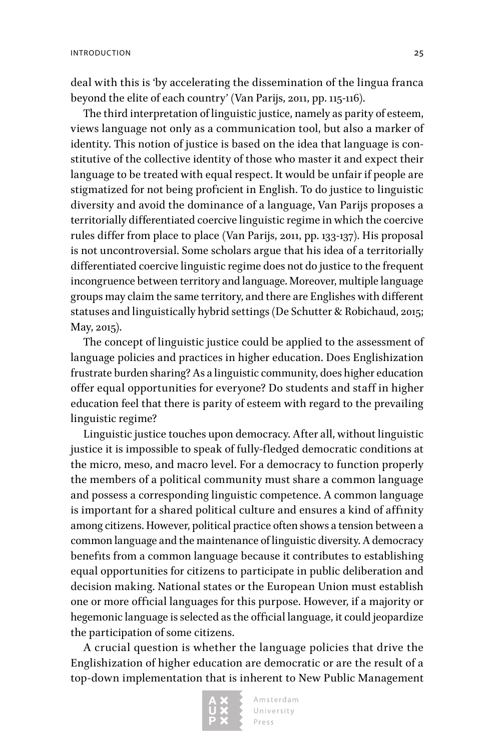deal with this is 'by accelerating the dissemination of the lingua franca beyond the elite of each country' (Van Parijs, 2011, pp. 115-116).

The third interpretation of linguistic justice, namely as parity of esteem, views language not only as a communication tool, but also a marker of identity. This notion of justice is based on the idea that language is constitutive of the collective identity of those who master it and expect their language to be treated with equal respect. It would be unfair if people are stigmatized for not being proficient in English. To do justice to linguistic diversity and avoid the dominance of a language, Van Parijs proposes a territorially differentiated coercive linguistic regime in which the coercive rules differ from place to place (Van Parijs, 2011, pp. 133-137). His proposal is not uncontroversial. Some scholars argue that his idea of a territorially differentiated coercive linguistic regime does not do justice to the frequent incongruence between territory and language. Moreover, multiple language groups may claim the same territory, and there are Englishes with different statuses and linguistically hybrid settings (De Schutter & Robichaud, 2015; May, 2015).

The concept of linguistic justice could be applied to the assessment of language policies and practices in higher education. Does Englishization frustrate burden sharing? As a linguistic community, does higher education offer equal opportunities for everyone? Do students and staff in higher education feel that there is parity of esteem with regard to the prevailing linguistic regime?

Linguistic justice touches upon democracy. After all, without linguistic justice it is impossible to speak of fully-fledged democratic conditions at the micro, meso, and macro level. For a democracy to function properly the members of a political community must share a common language and possess a corresponding linguistic competence. A common language is important for a shared political culture and ensures a kind of affinity among citizens. However, political practice often shows a tension between a common language and the maintenance of linguistic diversity. A democracy benefits from a common language because it contributes to establishing equal opportunities for citizens to participate in public deliberation and decision making. National states or the European Union must establish one or more official languages for this purpose. However, if a majority or hegemonic language is selected as the official language, it could jeopardize the participation of some citizens.

A crucial question is whether the language policies that drive the Englishization of higher education are democratic or are the result of a top-down implementation that is inherent to New Public Management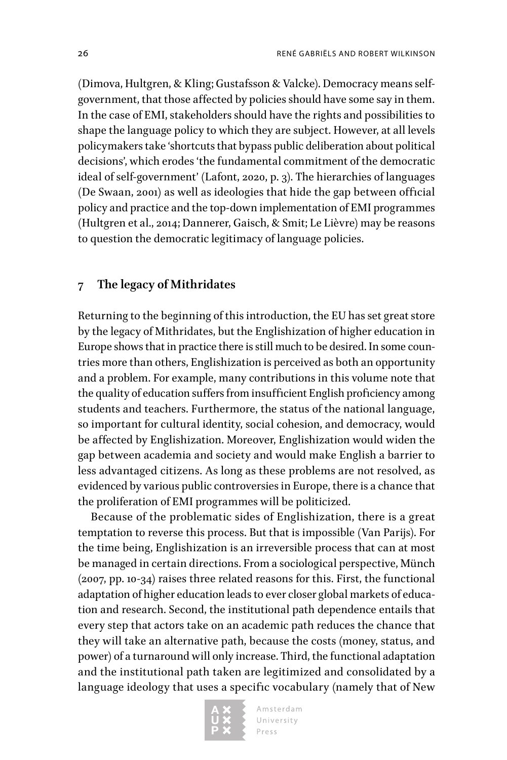(Dimova, Hultgren, & Kling; Gustafsson & Valcke). Democracy means self-government, that those affected by policies should have some say in them. In the case of EMI, stakeholders should have the rights and possibilities to shape the language policy to which they are subject. However, at all levels policymakers take 'shortcuts that bypass public deliberation about political decisions', which erodes 'the fundamental commitment of the democratic ideal of self-government' (Lafont, 2020, p. 3). The hierarchies of languages (De Swaan, 2001) as well as ideologies that hide the gap between official policy and practice and the top-down implementation of EMI programmes (Hultgren et al., 2014; Dannerer, Gaisch, & Smit; Le Lièvre) may be reasons to question the democratic legitimacy of language policies.

## 7 The legacy of Mithridates

Returning to the beginning of this introduction, the EU has set great store by the legacy of Mithridates, but the Englishization of higher education in Europe shows that in practice there is still much to be desired. In some countries more than others, Englishization is perceived as both an opportunity and a problem. For example, many contributions in this volume note that the quality of education suffers from insufficient English proficiency among students and teachers. Furthermore, the status of the national language, so important for cultural identity, social cohesion, and democracy, would be affected by Englishization. Moreover, Englishization would widen the gap between academia and society and would make English a barrier to less advantaged citizens. As long as these problems are not resolved, as evidenced by various public controversies in Europe, there is a chance that the proliferation of EMI programmes will be politicized.

Because of the problematic sides of Englishization, there is a great temptation to reverse this process. But that is impossible (Van Parijs). For the time being, Englishization is an irreversible process that can at most be managed in certain directions. From a sociological perspective, Münch (2007, pp. 10-34) raises three related reasons for this. First, the functional adaptation of higher education leads to ever closer global markets of education and research. Second, the institutional path dependence entails that every step that actors take on an academic path reduces the chance that they will take an alternative path, because the costs (money, status, and power) of a turnaround will only increase. Third, the functional adaptation and the institutional path taken are legitimized and consolidated by a language ideology that uses a specific vocabulary (namely that of New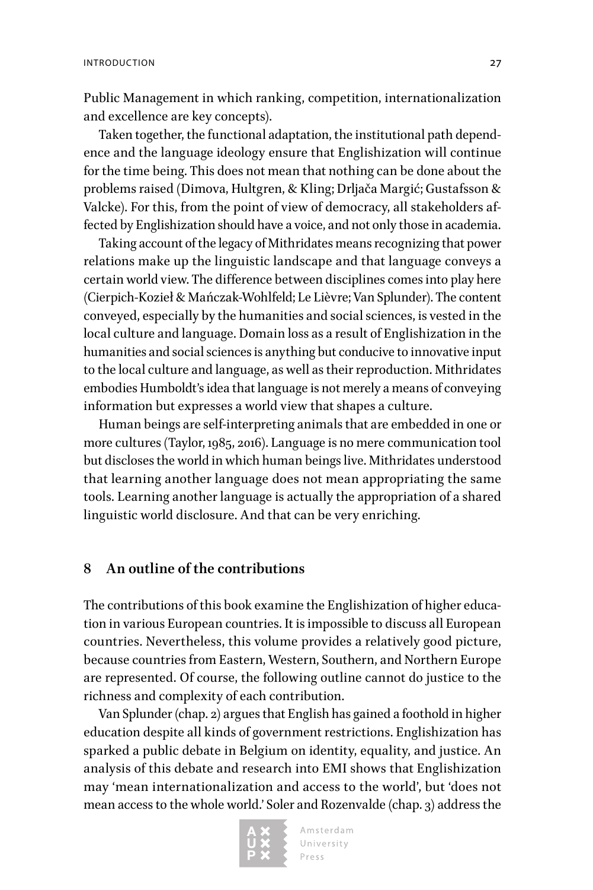Public Management in which ranking, competition, internationalization and excellence are key concepts).

Taken together, the functional adaptation, the institutional path dependence and the language ideology ensure that Englishization will continue for the time being. This does not mean that nothing can be done about the problems raised (Dimova, Hultgren, & Kling; Drljača Margić; Gustafsson & Valcke). For this, from the point of view of democracy, all stakeholders affected by Englishization should have a voice, and not only those in academia.

Taking account of the legacy of Mithridates means recognizing that power relations make up the linguistic landscape and that language conveys a certain world view. The difference between disciplines comes into play here (Cierpich-Kozieł & Mańczak-Wohlfeld; Le Lièvre; Van Splunder). The content conveyed, especially by the humanities and social sciences, is vested in the local culture and language. Domain loss as a result of Englishization in the humanities and social sciences is anything but conducive to innovative input to the local culture and language, as well as their reproduction. Mithridates embodies Humboldt's idea that language is not merely a means of conveying information but expresses a world view that shapes a culture.

Human beings are self-interpreting animals that are embedded in one or more cultures (Taylor, 1985, 2016). Language is no mere communication tool but discloses the world in which human beings live. Mithridates understood that learning another language does not mean appropriating the same tools. Learning another language is actually the appropriation of a shared linguistic world disclosure. And that can be very enriching.

## 8 An outline of the contributions

The contributions of this book examine the Englishization of higher education in various European countries. It is impossible to discuss all European countries. Nevertheless, this volume provides a relatively good picture, because countries from Eastern, Western, Southern, and Northern Europe are represented. Of course, the following outline cannot do justice to the richness and complexity of each contribution.

Van Splunder (chap. 2) argues that English has gained a foothold in higher education despite all kinds of government restrictions. Englishization has sparked a public debate in Belgium on identity, equality, and justice. An analysis of this debate and research into EMI shows that Englishization may 'mean internationalization and access to the world', but 'does not mean access to the whole world.' Soler and Rozenvalde (chap. 3) address the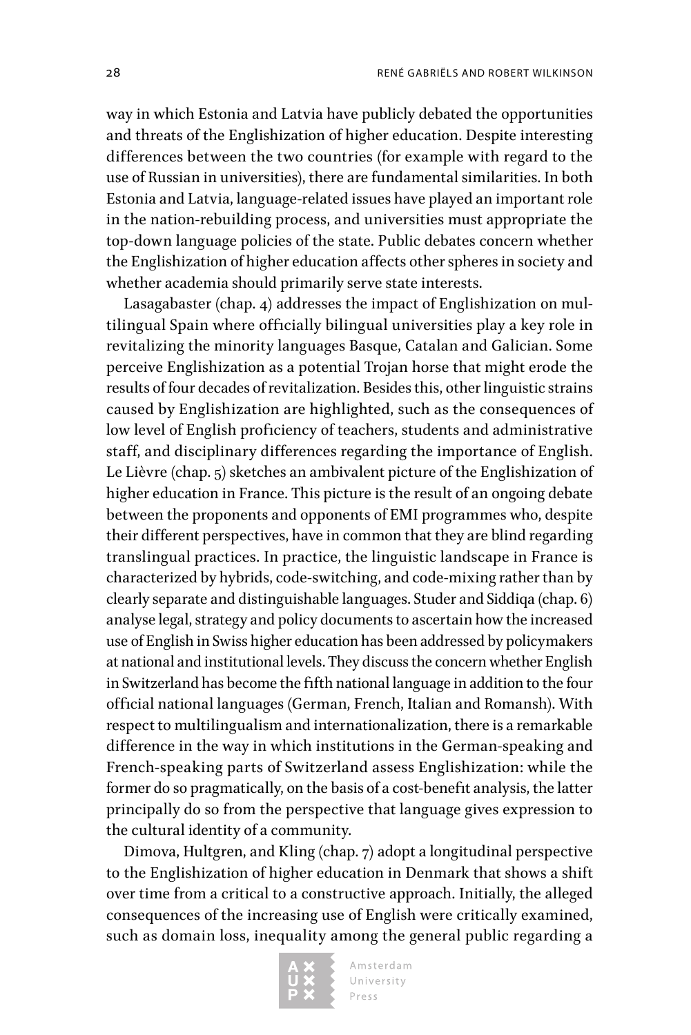way in which Estonia and Latvia have publicly debated the opportunities and threats of the Englishization of higher education. Despite interesting differences between the two countries (for example with regard to the use of Russian in universities), there are fundamental similarities. In both Estonia and Latvia, language-related issues have played an important role in the nation-rebuilding process, and universities must appropriate the top-down language policies of the state. Public debates concern whether the Englishization of higher education affects other spheres in society and whether academia should primarily serve state interests.

Lasagabaster (chap. 4) addresses the impact of Englishization on multilingual Spain where officially bilingual universities play a key role in revitalizing the minority languages Basque, Catalan and Galician. Some perceive Englishization as a potential Trojan horse that might erode the results of four decades of revitalization. Besides this, other linguistic strains caused by Englishization are highlighted, such as the consequences of low level of English proficiency of teachers, students and administrative staff, and disciplinary differences regarding the importance of English. Le Lièvre (chap. 5) sketches an ambivalent picture of the Englishization of higher education in France. This picture is the result of an ongoing debate between the proponents and opponents of EMI programmes who, despite their different perspectives, have in common that they are blind regarding translingual practices. In practice, the linguistic landscape in France is characterized by hybrids, code-switching, and code-mixing rather than by clearly separate and distinguishable languages. Studer and Siddiqa (chap. 6) analyse legal, strategy and policy documents to ascertain how the increased use of English in Swiss higher education has been addressed by policymakers at national and institutional levels. They discuss the concern whether English in Switzerland has become the fifth national language in addition to the four official national languages (German, French, Italian and Romansh). With respect to multilingualism and internationalization, there is a remarkable difference in the way in which institutions in the German-speaking and French-speaking parts of Switzerland assess Englishization: while the former do so pragmatically, on the basis of a cost-benefit analysis, the latter principally do so from the perspective that language gives expression to the cultural identity of a community.

Dimova, Hultgren, and Kling (chap. 7) adopt a longitudinal perspective to the Englishization of higher education in Denmark that shows a shift over time from a critical to a constructive approach. Initially, the alleged consequences of the increasing use of English were critically examined, such as domain loss, inequality among the general public regarding a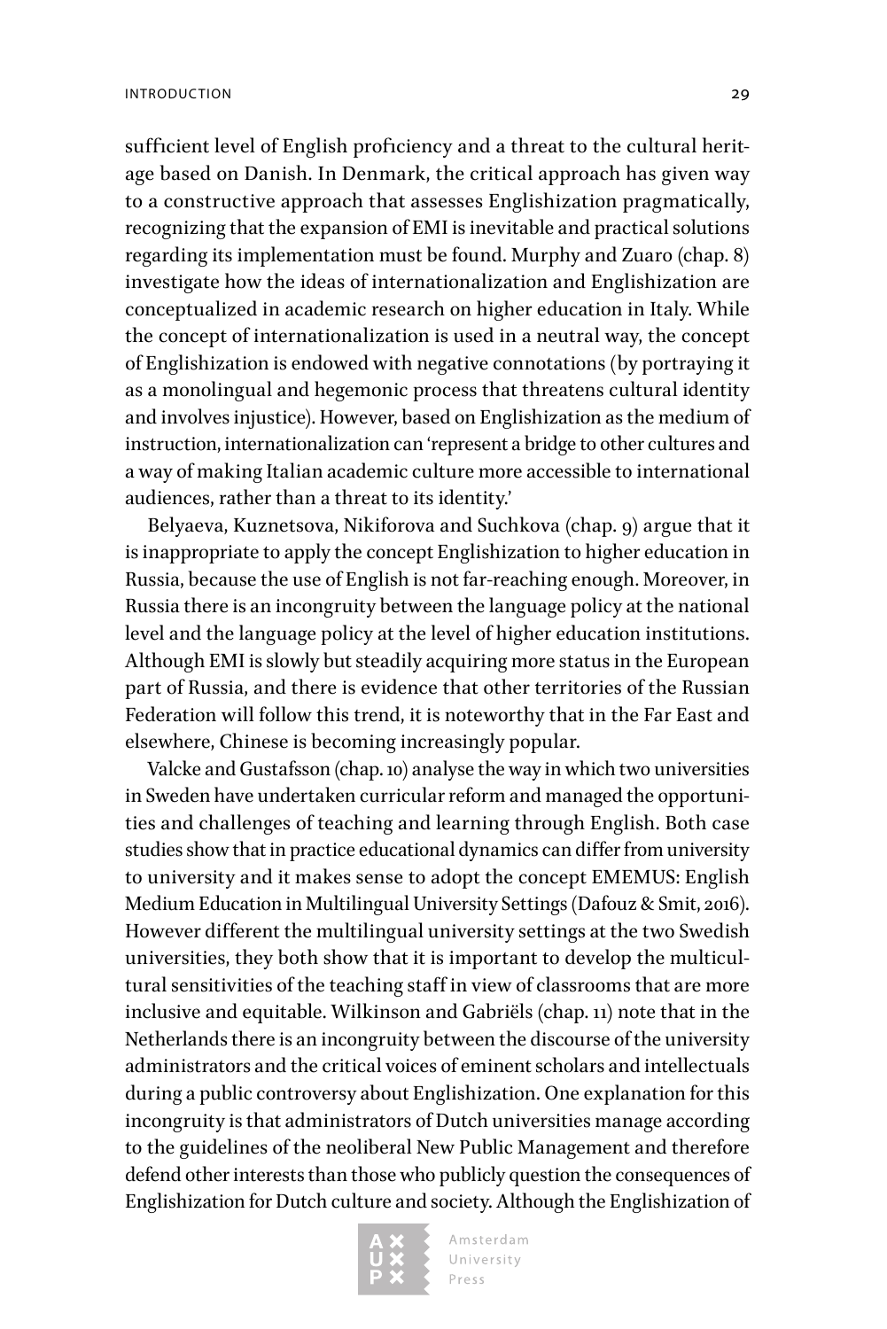sufficient level of English proficiency and a threat to the cultural heritage based on Danish. In Denmark, the critical approach has given way to a constructive approach that assesses Englishization pragmatically, recognizing that the expansion of EMI is inevitable and practical solutions regarding its implementation must be found. Murphy and Zuaro (chap. 8) investigate how the ideas of internationalization and Englishization are conceptualized in academic research on higher education in Italy. While the concept of internationalization is used in a neutral way, the concept of Englishization is endowed with negative connotations (by portraying it as a monolingual and hegemonic process that threatens cultural identity and involves injustice). However, based on Englishization as the medium of instruction, internationalization can 'represent a bridge to other cultures and a way of making Italian academic culture more accessible to international audiences, rather than a threat to its identity.'

Belyaeva, Kuznetsova, Nikiforova and Suchkova (chap. 9) argue that it is inappropriate to apply the concept Englishization to higher education in Russia, because the use of English is not far-reaching enough. Moreover, in Russia there is an incongruity between the language policy at the national level and the language policy at the level of higher education institutions. Although EMI is slowly but steadily acquiring more status in the European part of Russia, and there is evidence that other territories of the Russian Federation will follow this trend, it is noteworthy that in the Far East and elsewhere, Chinese is becoming increasingly popular.

Valcke and Gustafsson (chap. 10) analyse the way in which two universities in Sweden have undertaken curricular reform and managed the opportunities and challenges of teaching and learning through English. Both case studies show that in practice educational dynamics can differ from university to university and it makes sense to adopt the concept EMEMUS: English Medium Education in Multilingual University Settings (Dafouz & Smit, 2016). However different the multilingual university settings at the two Swedish universities, they both show that it is important to develop the multicultural sensitivities of the teaching staff in view of classrooms that are more inclusive and equitable. Wilkinson and Gabriëls (chap. 11) note that in the Netherlands there is an incongruity between the discourse of the university administrators and the critical voices of eminent scholars and intellectuals during a public controversy about Englishization. One explanation for this incongruity is that administrators of Dutch universities manage according to the guidelines of the neoliberal New Public Management and therefore defend other interests than those who publicly question the consequences of Englishization for Dutch culture and society. Although the Englishization of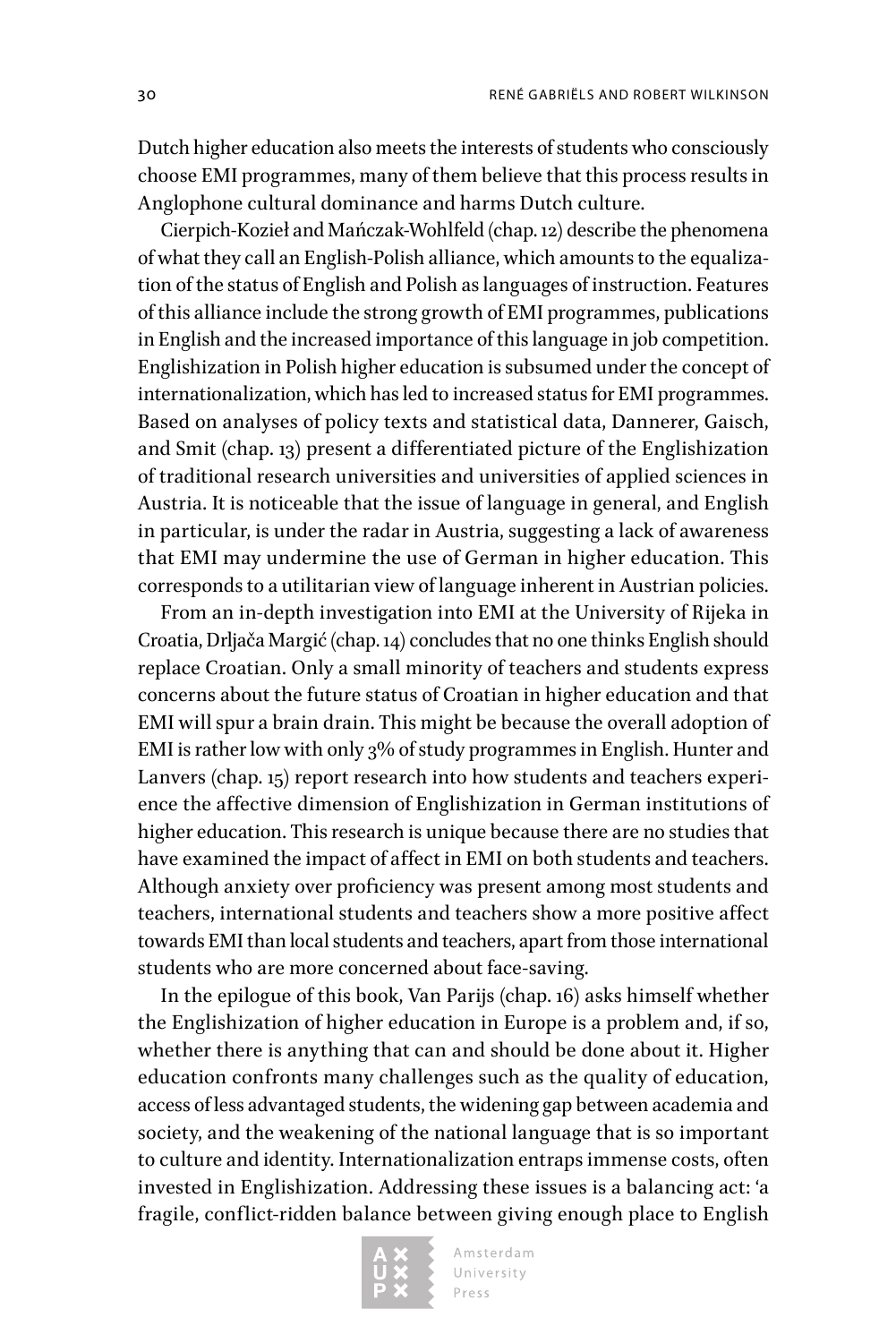Dutch higher education also meets the interests of students who consciously choose EMI programmes, many of them believe that this process results in Anglophone cultural dominance and harms Dutch culture.

Cierpich-Kozieł and Mańczak-Wohlfeld (chap. 12) describe the phenomena of what they call an English-Polish alliance, which amounts to the equalization of the status of English and Polish as languages of instruction. Features of this alliance include the strong growth of EMI programmes, publications in English and the increased importance of this language in job competition. Englishization in Polish higher education is subsumed under the concept of internationalization, which has led to increased status for EMI programmes. Based on analyses of policy texts and statistical data, Dannerer, Gaisch, and Smit (chap. 13) present a differentiated picture of the Englishization of traditional research universities and universities of applied sciences in Austria. It is noticeable that the issue of language in general, and English in particular, is under the radar in Austria, suggesting a lack of awareness that EMI may undermine the use of German in higher education. This corresponds to a utilitarian view of language inherent in Austrian policies.

From an in-depth investigation into EMI at the University of Rijeka in Croatia, Drljača Margić (chap. 14) concludes that no one thinks English should replace Croatian. Only a small minority of teachers and students express concerns about the future status of Croatian in higher education and that EMI will spur a brain drain. This might be because the overall adoption of EMI is rather low with only 3% of study programmes in English. Hunter and Lanvers (chap. 15) report research into how students and teachers experience the affective dimension of Englishization in German institutions of higher education. This research is unique because there are no studies that have examined the impact of affect in EMI on both students and teachers. Although anxiety over proficiency was present among most students and teachers, international students and teachers show a more positive affect towards EMI than local students and teachers, apart from those international students who are more concerned about face-saving.

In the epilogue of this book, Van Parijs (chap. 16) asks himself whether the Englishization of higher education in Europe is a problem and, if so, whether there is anything that can and should be done about it. Higher education confronts many challenges such as the quality of education, access of less advantaged students, the widening gap between academia and society, and the weakening of the national language that is so important to culture and identity. Internationalization entraps immense costs, often invested in Englishization. Addressing these issues is a balancing act: 'a fragile, conflict-ridden balance between giving enough place to English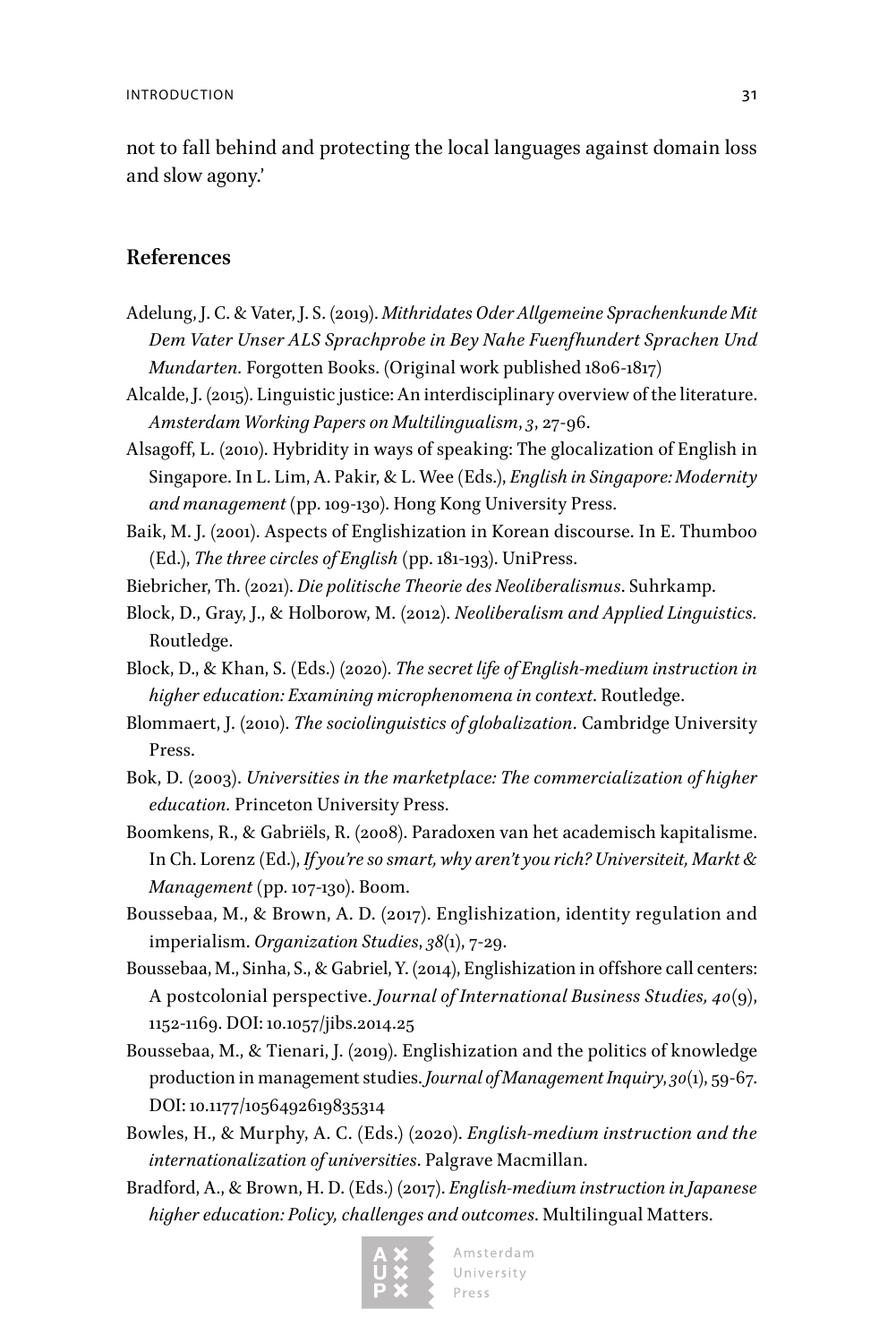not to fall behind and protecting the local languages against domain loss and slow agony.'

## References

Adelung, J. C. & Vater, J. S. (2019). *Mithridates Oder Allgemeine Sprachenkunde Mit Dem Vater Unser ALS Sprachprobe in Bey Nahe Fuenfhundert Sprachen Und Mundarten.* Forgotten Books. (Original work published 1806-1817)

Alcalde, J. (2015). Linguistic justice: An interdisciplinary overview of the literature. *Amsterdam Working Papers on Multilingualism*, *3*, 27-96.

Alsagoff, L. (2010). Hybridity in ways of speaking: The glocalization of English in Singapore. In L. Lim, A. Pakir, & L. Wee (Eds.), *English in Singapore: Modernity and management* (pp. 109-130). Hong Kong University Press.

Baik, M. J. (2001). Aspects of Englishization in Korean discourse. In E. Thumboo (Ed.), *The three circles of English* (pp. 181-193). UniPress.

Biebricher, Th. (2021). *Die politische Theorie des Neoliberalismus*. Suhrkamp.

Block, D., Gray, J., & Holborow, M. (2012). *Neoliberalism and Applied Linguistics.* Routledge.

Block, D., & Khan, S. (Eds.) (2020). *The secret life of English-medium instruction in higher education: Examining microphenomena in context*. Routledge.

Blommaert, J. (2010). *The sociolinguistics of globalization*. Cambridge University Press.

Bok, D. (2003). *Universities in the marketplace: The commercialization of higher education.* Princeton University Press.

Boomkens, R., & Gabriëls, R. (2008). Paradoxen van het academisch kapitalisme. In Ch. Lorenz (Ed.), *If you're so smart, why aren't you rich? Universiteit, Markt & Management* (pp. 107-130). Boom.

Boussebaa, M., & Brown, A. D. (2017). Englishization, identity regulation and imperialism. *Organization Studies*, *38*(1), 7-29.

Boussebaa, M., Sinha, S., & Gabriel, Y. (2014), Englishization in offshore call centers: A postcolonial perspective. *Journal of International Business Studies, 40*(9), 1152-1169. DOI: 10.1057/jibs.2014.25

Boussebaa, M., & Tienari, J. (2019). Englishization and the politics of knowledge production in management studies. *Journal of Management Inquiry*, *30*(1), 59-67. DOI: 10.1177/1056492619835314

Bowles, H., & Murphy, A. C. (Eds.) (2020). *English-medium instruction and the internationalization of universities*. Palgrave Macmillan.

Bradford, A., & Brown, H. D. (Eds.) (2017). *English-medium instruction in Japanese higher education: Policy, challenges and outcomes*. Multilingual Matters.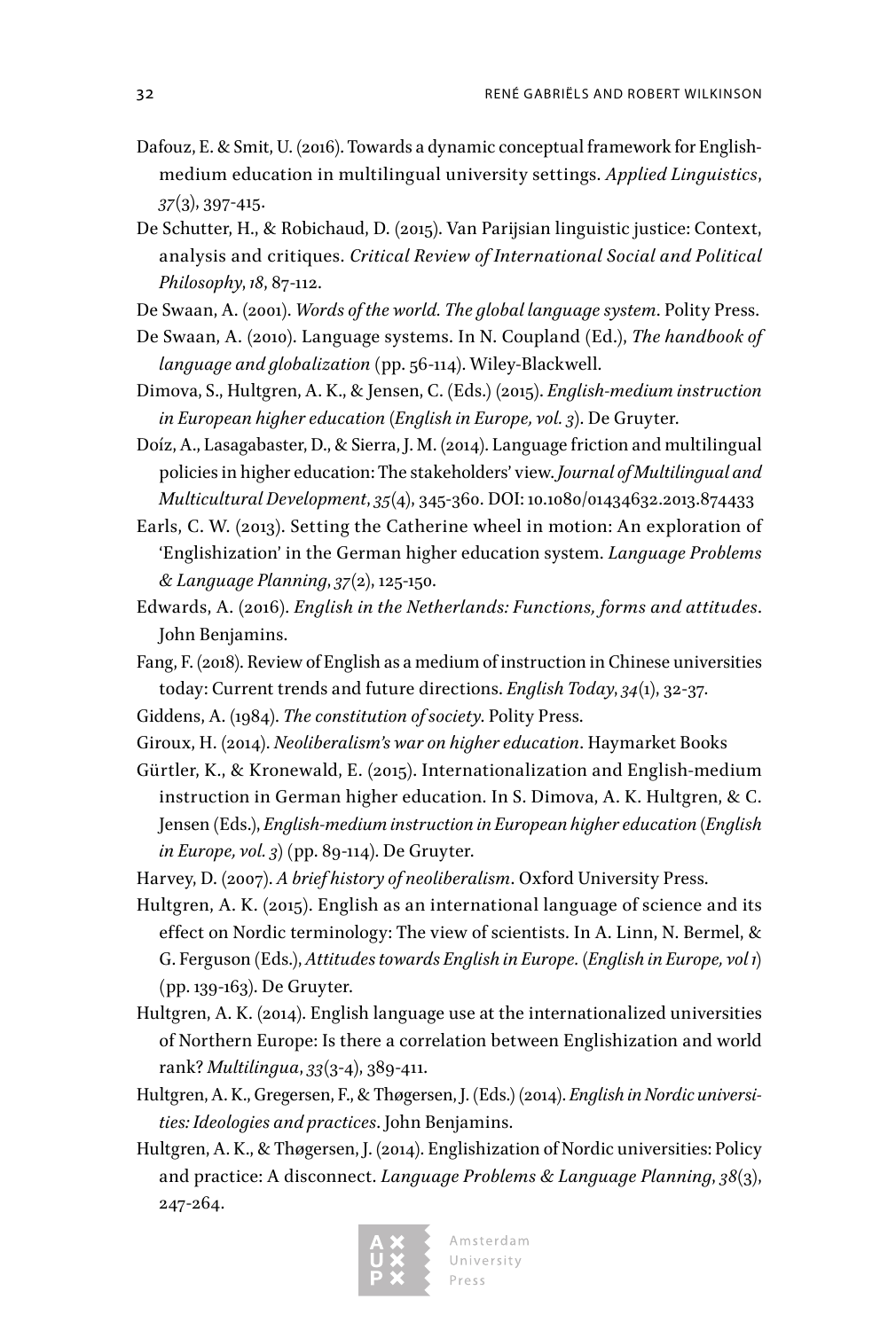Dafouz, E. & Smit, U. (2016). Towards a dynamic conceptual framework for English-medium education in multilingual university settings. *Applied Linguistics*, *37*(3), 397-415.

De Schutter, H., & Robichaud, D. (2015). Van Parijsian linguistic justice: Context, analysis and critiques. *Critical Review of International Social and Political Philosophy*, *18*, 87-112.

De Swaan, A. (2001). *Words of the world. The global language system*. Polity Press.

De Swaan, A. (2010). Language systems. In N. Coupland (Ed.), *The handbook of language and globalization* (pp. 56-114). Wiley-Blackwell.

Dimova, S., Hultgren, A. K., & Jensen, C. (Eds.) (2015). *English-medium instruction in European higher education* (*English in Europe, vol. 3*). De Gruyter.

Doíz, A., Lasagabaster, D., & Sierra, J. M. (2014). Language friction and multilingual policies in higher education: The stakeholders' view. *Journal of Multilingual and Multicultural Development*, *35*(4), 345-360. DOI: 10.1080/01434632.2013.874433

Earls, C. W. (2013). Setting the Catherine wheel in motion: An exploration of 'Englishization' in the German higher education system. *Language Problems & Language Planning*, *37*(2), 125-150.

Edwards, A. (2016). *English in the Netherlands: Functions, forms and attitudes*. John Benjamins.

Fang, F. (2018). Review of English as a medium of instruction in Chinese universities today: Current trends and future directions. *English Today*, *34*(1), 32-37.

Giddens, A. (1984). *The constitution of society*. Polity Press.

Giroux, H. (2014). *Neoliberalism's war on higher education*. Haymarket Books

Gürtler, K., & Kronewald, E. (2015). Internationalization and English-medium instruction in German higher education. In S. Dimova, A. K. Hultgren, & C. Jensen (Eds.), *English-medium instruction in European higher education* (*English in Europe, vol. 3*) (pp. 89-114). De Gruyter.

Harvey, D. (2007). *A brief history of neoliberalism*. Oxford University Press.

Hultgren, A. K. (2015). English as an international language of science and its effect on Nordic terminology: The view of scientists. In A. Linn, N. Bermel, & G. Ferguson (Eds.), *Attitudes towards English in Europe.* (*English in Europe, vol 1*) (pp. 139-163). De Gruyter.

Hultgren, A. K. (2014). English language use at the internationalized universities of Northern Europe: Is there a correlation between Englishization and world rank? *Multilingua*, *33*(3-4), 389-411.

Hultgren, A. K., Gregersen, F., & Thøgersen, J. (Eds.) (2014). *English in Nordic universities: Ideologies and practices*. John Benjamins.

Hultgren, A. K., & Thøgersen, J. (2014). Englishization of Nordic universities: Policy and practice: A disconnect. *Language Problems & Language Planning*, *38*(3), 247-264.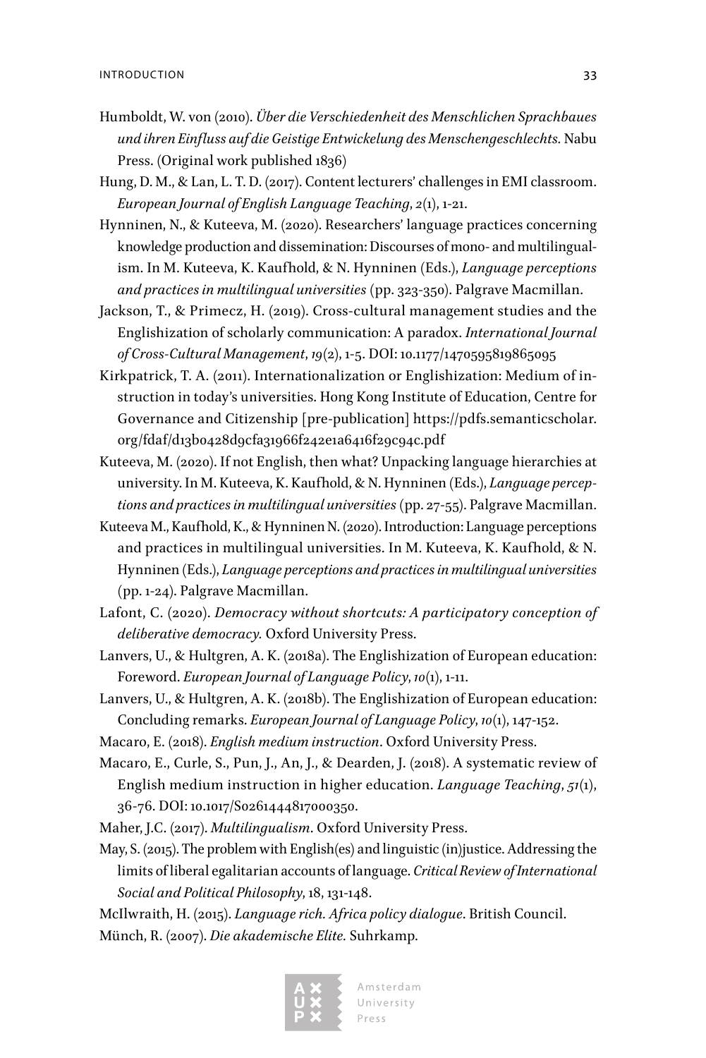Humboldt, W. von (2010). *Über die Verschiedenheit des Menschlichen Sprachbaues und ihren Einfluss auf die Geistige Entwickelung des Menschengeschlechts*. Nabu Press. (Original work published 1836)

Hung, D. M., & Lan, L. T. D. (2017). Content lecturers' challenges in EMI classroom. *European Journal of English Language Teaching*, *2*(1), 1-21.

Hynninen, N., & Kuteeva, M. (2020). Researchers' language practices concerning knowledge production and dissemination: Discourses of mono- and multilingualism. In M. Kuteeva, K. Kaufhold, & N. Hynninen (Eds.), *Language perceptions and practices in multilingual universities* (pp. 323-350). Palgrave Macmillan.

Jackson, T., & Primecz, H. (2019). Cross-cultural management studies and the Englishization of scholarly communication: A paradox. *International Journal of Cross-Cultural Management*, *19*(2), 1-5. DOI: 10.1177/1470595819865095

Kirkpatrick, T. A. (2011). Internationalization or Englishization: Medium of instruction in today's universities. Hong Kong Institute of Education, Centre for Governance and Citizenship [pre-publication] https://pdfs.semanticscholar.org/fdaf/d13b0428d9cfa31966f242e1a6416f29c94c.pdf

Kuteeva, M. (2020). If not English, then what? Unpacking language hierarchies at university. In M. Kuteeva, K. Kaufhold, & N. Hynninen (Eds.), *Language perceptions and practices in multilingual universities* (pp. 27-55). Palgrave Macmillan.

Kuteeva M., Kaufhold, K., & Hynninen N. (2020). Introduction: Language perceptions and practices in multilingual universities. In M. Kuteeva, K. Kaufhold, & N. Hynninen (Eds.), *Language perceptions and practices in multilingual universities* (pp. 1-24). Palgrave Macmillan.

Lafont, C. (2020). *Democracy without shortcuts: A participatory conception of deliberative democracy.* Oxford University Press.

Lanvers, U., & Hultgren, A. K. (2018a). The Englishization of European education: Foreword. *European Journal of Language Policy*, *10*(1), 1-11.

Lanvers, U., & Hultgren, A. K. (2018b). The Englishization of European education: Concluding remarks. *European Journal of Language Policy*, *10*(1), 147-152.

Macaro, E. (2018). *English medium instruction*. Oxford University Press.

Macaro, E., Curle, S., Pun, J., An, J., & Dearden, J. (2018). A systematic review of English medium instruction in higher education. *Language Teaching*, *51*(1), 36-76. DOI: 10.1017/S0261444817000350.

Maher, J.C. (2017). *Multilingualism*. Oxford University Press.

May, S. (2015). The problem with English(es) and linguistic (in)justice. Addressing the limits of liberal egalitarian accounts of language. *Critical Review of International Social and Political Philosophy*, 18, 131-148.

McIlwraith, H. (2015). *Language rich. Africa policy dialogue*. British Council.

Münch, R. (2007). *Die akademische Elite.* Suhrkamp.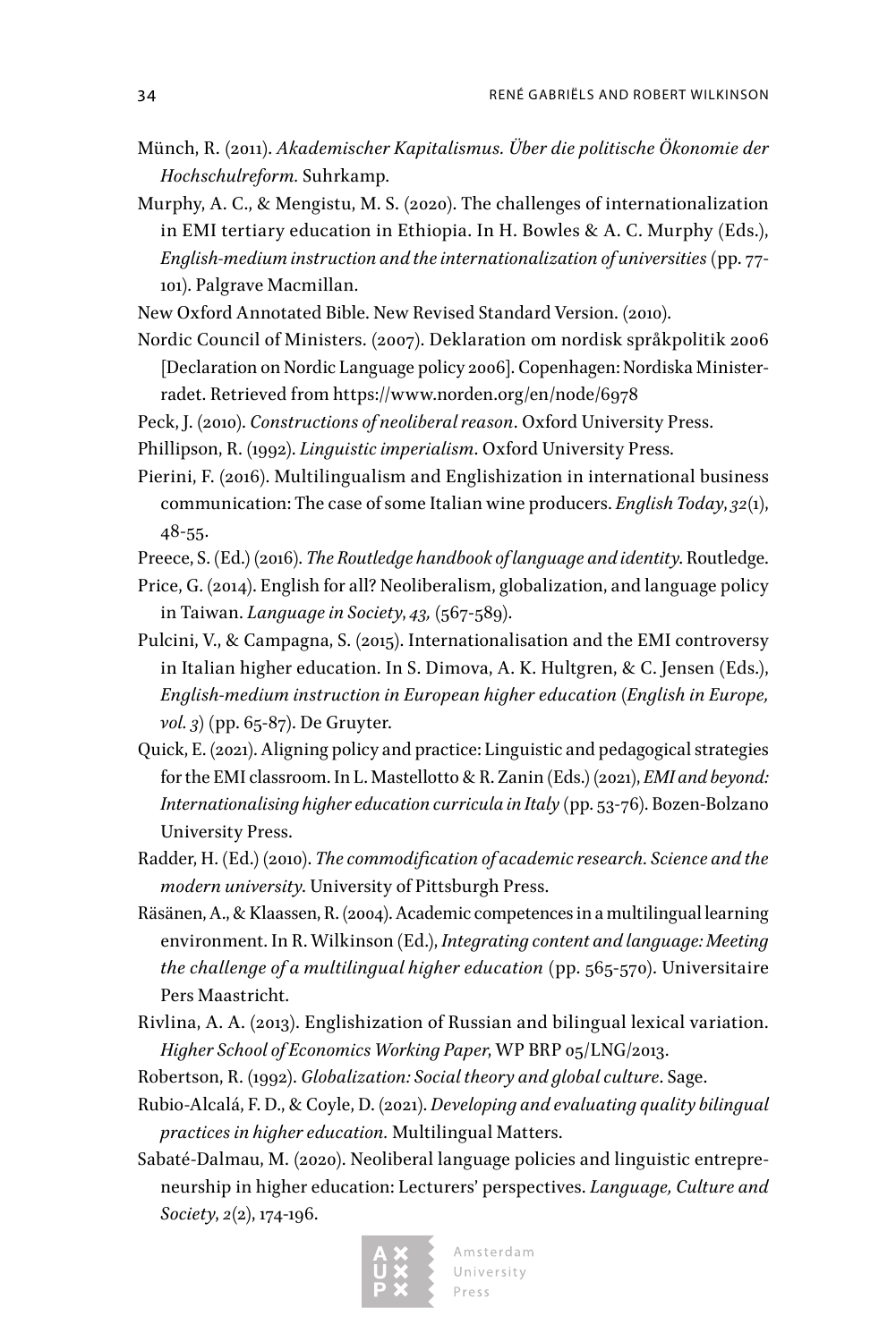Münch, R. (2011). *Akademischer Kapitalismus. Über die politische Ökonomie der Hochschulreform.* Suhrkamp.

Murphy, A. C., & Mengistu, M. S. (2020). The challenges of internationalization in EMI tertiary education in Ethiopia. In H. Bowles & A. C. Murphy (Eds.), *English-medium instruction and the internationalization of universities* (pp. 77-101). Palgrave Macmillan.

New Oxford Annotated Bible. New Revised Standard Version. (2010).

Nordic Council of Ministers. (2007). Deklaration om nordisk språkpolitik 2006 [Declaration on Nordic Language policy 2006]. Copenhagen: Nordiska Ministerradet. Retrieved from https://www.norden.org/en/node/6978

Peck, J. (2010). *Constructions of neoliberal reason*. Oxford University Press.

Phillipson, R. (1992). *Linguistic imperialism*. Oxford University Press.

Pierini, F. (2016). Multilingualism and Englishization in international business communication: The case of some Italian wine producers. *English Today*, *32*(1), 48-55.

Preece, S. (Ed.) (2016). *The Routledge handbook of language and identity*. Routledge.

Price, G. (2014). English for all? Neoliberalism, globalization, and language policy in Taiwan. *Language in Society*, *43,* (567-589).

Pulcini, V., & Campagna, S. (2015). Internationalisation and the EMI controversy in Italian higher education. In S. Dimova, A. K. Hultgren, & C. Jensen (Eds.), *English-medium instruction in European higher education* (*English in Europe, vol. 3*) (pp. 65-87). De Gruyter.

Quick, E. (2021). Aligning policy and practice: Linguistic and pedagogical strategies for the EMI classroom. In L. Mastellotto & R. Zanin (Eds.) (2021), *EMI and beyond: Internationalising higher education curricula in Italy* (pp. 53-76). Bozen-Bolzano University Press.

Radder, H. (Ed.) (2010). *The commodification of academic research. Science and the modern university*. University of Pittsburgh Press.

Räsänen, A., & Klaassen, R. (2004). Academic competences in a multilingual learning environment. In R. Wilkinson (Ed.), *Integrating content and language: Meeting the challenge of a multilingual higher education* (pp. 565-570). Universitaire Pers Maastricht.

Rivlina, A. A. (2013). Englishization of Russian and bilingual lexical variation. *Higher School of Economics Working Paper*, WP BRP 05/LNG/2013.

Robertson, R. (1992). *Globalization: Social theory and global culture*. Sage.

Rubio-Alcalá, F. D., & Coyle, D. (2021). *Developing and evaluating quality bilingual practices in higher education.* Multilingual Matters.

Sabaté-Dalmau, M. (2020). Neoliberal language policies and linguistic entrepreneurship in higher education: Lecturers' perspectives. *Language, Culture and Society*, *2*(2), 174-196.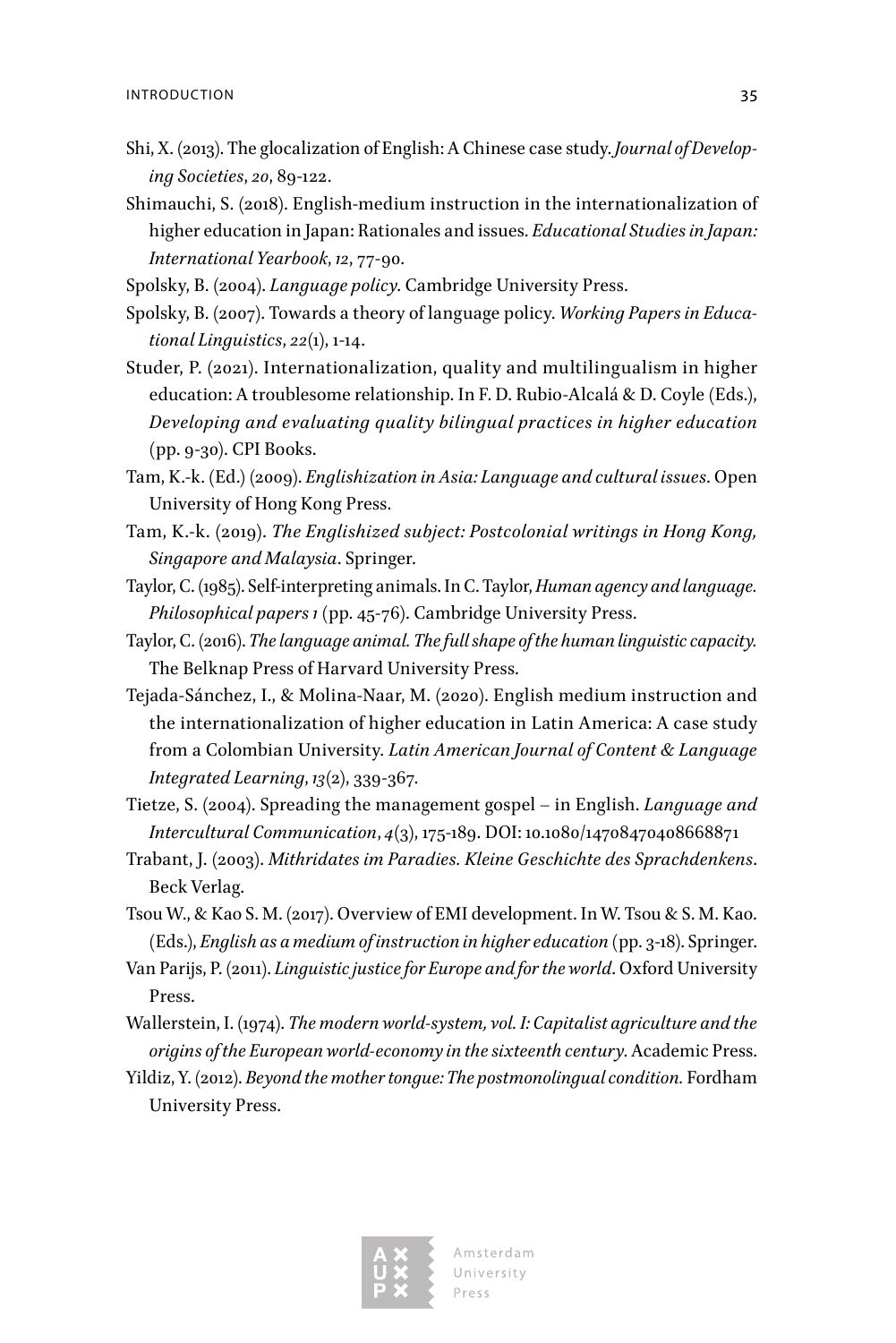Shi, X. (2013). The glocalization of English: A Chinese case study. *Journal of Developing Societies*, *20*, 89-122.

Shimauchi, S. (2018). English-medium instruction in the internationalization of higher education in Japan: Rationales and issues. *Educational Studies in Japan: International Yearbook*, *12*, 77-90.

Spolsky, B. (2004). *Language policy*. Cambridge University Press.

Spolsky, B. (2007). Towards a theory of language policy. *Working Papers in Educational Linguistics*, *22*(1), 1-14.

Studer, P. (2021). Internationalization, quality and multilingualism in higher education: A troublesome relationship. In F. D. Rubio-Alcalá & D. Coyle (Eds.), *Developing and evaluating quality bilingual practices in higher education* (pp. 9-30). CPI Books.

Tam, K.-k. (Ed.) (2009). *Englishization in Asia: Language and cultural issues*. Open University of Hong Kong Press.

Tam, K.-k. (2019). *The Englishized subject: Postcolonial writings in Hong Kong, Singapore and Malaysia*. Springer.

Taylor, C. (1985). Self-interpreting animals. In C. Taylor, *Human agency and language. Philosophical papers 1* (pp. 45-76). Cambridge University Press.

Taylor, C. (2016). *The language animal. The full shape of the human linguistic capacity.* The Belknap Press of Harvard University Press.

Tejada-Sánchez, I., & Molina-Naar, M. (2020). English medium instruction and the internationalization of higher education in Latin America: A case study from a Colombian University. *Latin American Journal of Content & Language Integrated Learning*, *13*(2), 339-367.

Tietze, S. (2004). Spreading the management gospel – in English. *Language and Intercultural Communication*, *4*(3), 175-189. DOI: 10.1080/14708470408668871

Trabant, J. (2003). *Mithridates im Paradies. Kleine Geschichte des Sprachdenkens*. Beck Verlag.

Tsou W., & Kao S. M. (2017). Overview of EMI development. In W. Tsou & S. M. Kao. (Eds.), *English as a medium of instruction in higher education* (pp. 3-18). Springer.

Van Parijs, P. (2011). *Linguistic justice for Europe and for the world*. Oxford University Press.

Wallerstein, I. (1974). *The modern world-system, vol. I: Capitalist agriculture and the origins of the European world-economy in the sixteenth century*. Academic Press.

Yildiz, Y. (2012). *Beyond the mother tongue: The postmonolingual condition.* Fordham University Press.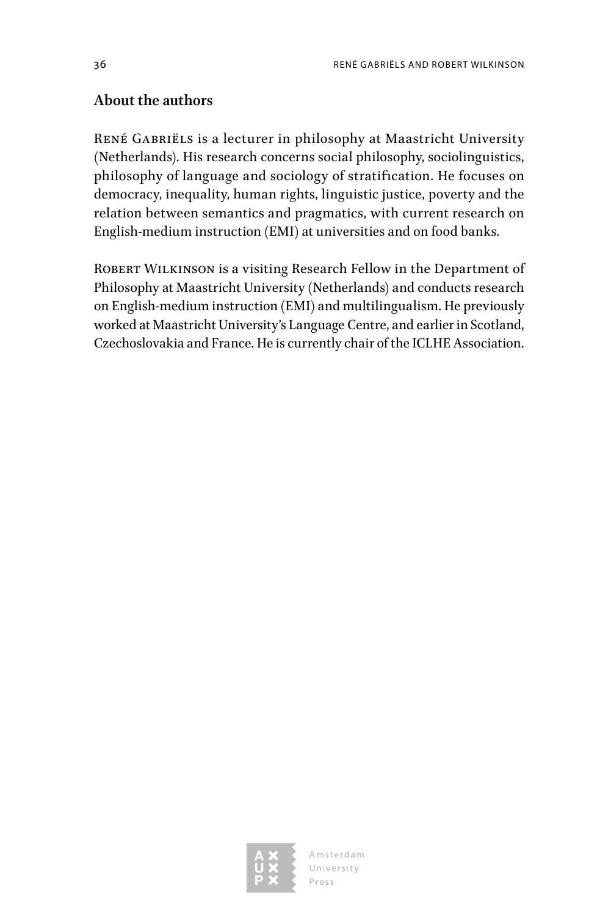## About the authors

René Gabriëls is a lecturer in philosophy at Maastricht University (Netherlands). His research concerns social philosophy, sociolinguistics, philosophy of language and sociology of stratification. He focuses on democracy, inequality, human rights, linguistic justice, poverty and the relation between semantics and pragmatics, with current research on English-medium instruction (EMI) at universities and on food banks.

Robert Wilkinson is a visiting Research Fellow in the Department of Philosophy at Maastricht University (Netherlands) and conducts research on English-medium instruction (EMI) and multilingualism. He previously worked at Maastricht University's Language Centre, and earlier in Scotland, Czechoslovakia and France. He is currently chair of the ICLHE Association.